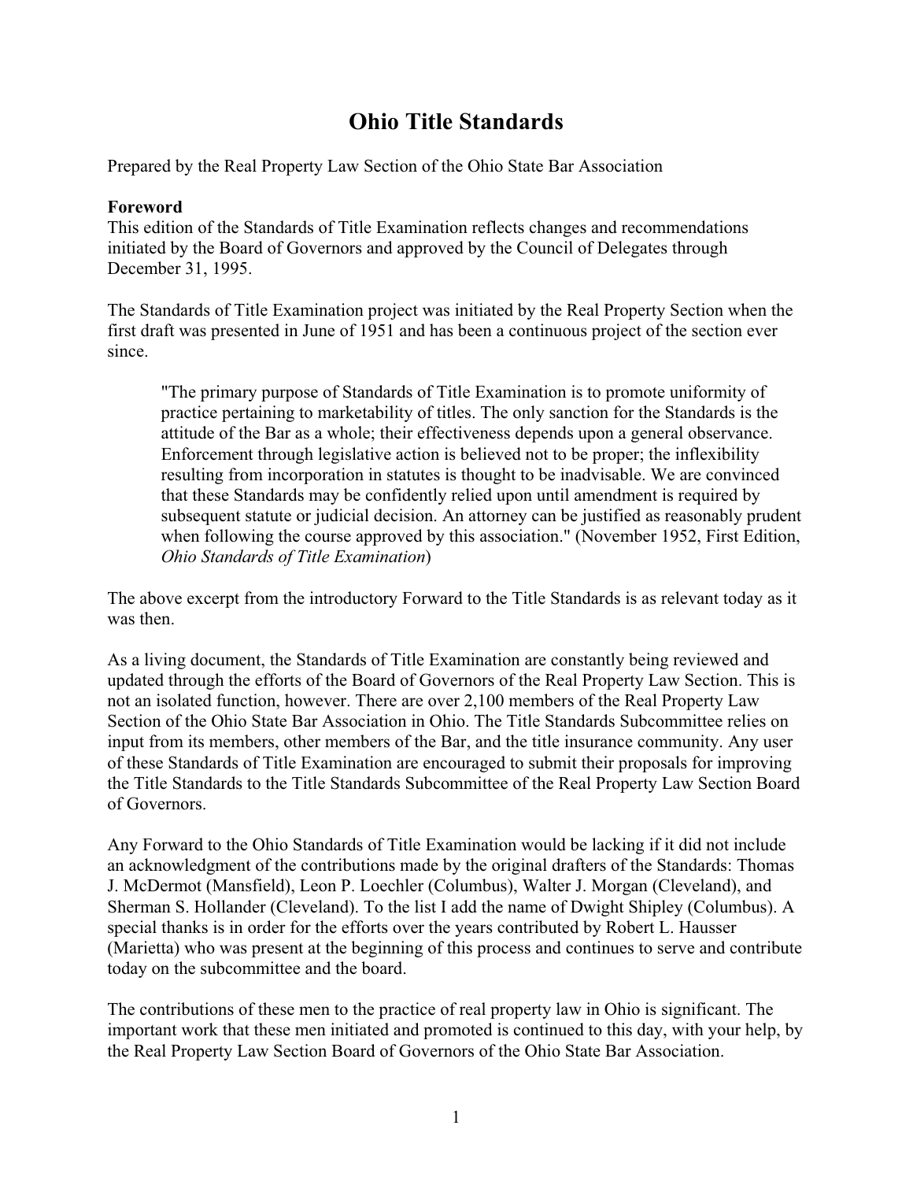# Ohio Title Standards

Prepared by the Real Property Law Section of the Ohio State Bar Association

**Foreword**

This edition of the Standards of Title Examination reflects changes and recommendations initiated by the Board of Governors and approved by the Council of Delegates through December 31, 1995.

The Standards of Title Examination project was initiated by the Real Property Section when the first draft was presented in June of 1951 and has been a continuous project of the section ever since.

> "The primary purpose of Standards of Title Examination is to promote uniformity of practice pertaining to marketability of titles. The only sanction for the Standards is the attitude of the Bar as a whole; their effectiveness depends upon a general observance. Enforcement through legislative action is believed not to be proper; the inflexibility resulting from incorporation in statutes is thought to be inadvisable. We are convinced that these Standards may be confidently relied upon until amendment is required by subsequent statute or judicial decision. An attorney can be justified as reasonably prudent when following the course approved by this association." (November 1952, First Edition, *Ohio Standards of Title Examination*)

The above excerpt from the introductory Forward to the Title Standards is as relevant today as it was then.

As a living document, the Standards of Title Examination are constantly being reviewed and updated through the efforts of the Board of Governors of the Real Property Law Section. This is not an isolated function, however. There are over 2,100 members of the Real Property Law Section of the Ohio State Bar Association in Ohio. The Title Standards Subcommittee relies on input from its members, other members of the Bar, and the title insurance community. Any user of these Standards of Title Examination are encouraged to submit their proposals for improving the Title Standards to the Title Standards Subcommittee of the Real Property Law Section Board of Governors.

Any Forward to the Ohio Standards of Title Examination would be lacking if it did not include an acknowledgment of the contributions made by the original drafters of the Standards: Thomas J. McDermot (Mansfield), Leon P. Loechler (Columbus), Walter J. Morgan (Cleveland), and Sherman S. Hollander (Cleveland). To the list I add the name of Dwight Shipley (Columbus). A special thanks is in order for the efforts over the years contributed by Robert L. Hausser (Marietta) who was present at the beginning of this process and continues to serve and contribute today on the subcommittee and the board.

The contributions of these men to the practice of real property law in Ohio is significant. The important work that these men initiated and promoted is continued to this day, with your help, by the Real Property Law Section Board of Governors of the Ohio State Bar Association.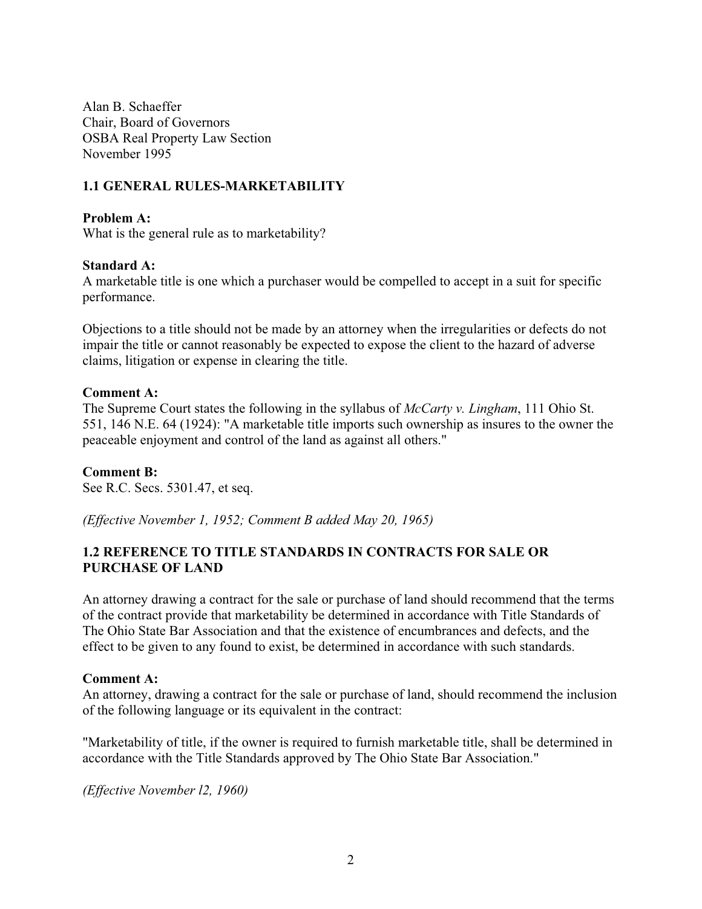Alan B. Schaeffer
Chair, Board of Governors
OSBA Real Property Law Section
November 1995

## 1.1 GENERAL RULES-MARKETABILITY

**Problem A:**
What is the general rule as to marketability?

**Standard A:**
A marketable title is one which a purchaser would be compelled to accept in a suit for specific performance.

Objections to a title should not be made by an attorney when the irregularities or defects do not impair the title or cannot reasonably be expected to expose the client to the hazard of adverse claims, litigation or expense in clearing the title.

**Comment A:**
The Supreme Court states the following in the syllabus of *McCarty v. Lingham*, 111 Ohio St. 551, 146 N.E. 64 (1924): "A marketable title imports such ownership as insures to the owner the peaceable enjoyment and control of the land as against all others."

**Comment B:**
See R.C. Secs. 5301.47, et seq.

*(Effective November 1, 1952; Comment B added May 20, 1965)*

## 1.2 REFERENCE TO TITLE STANDARDS IN CONTRACTS FOR SALE OR PURCHASE OF LAND

An attorney drawing a contract for the sale or purchase of land should recommend that the terms of the contract provide that marketability be determined in accordance with Title Standards of The Ohio State Bar Association and that the existence of encumbrances and defects, and the effect to be given to any found to exist, be determined in accordance with such standards.

**Comment A:**
An attorney, drawing a contract for the sale or purchase of land, should recommend the inclusion of the following language or its equivalent in the contract:

"Marketability of title, if the owner is required to furnish marketable title, shall be determined in accordance with the Title Standards approved by The Ohio State Bar Association."

*(Effective November l2, 1960)*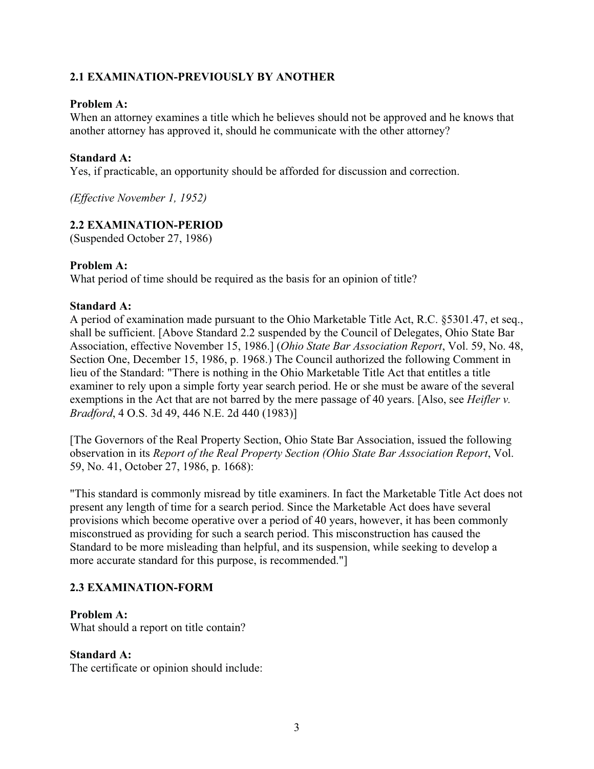### 2.1 EXAMINATION-PREVIOUSLY BY ANOTHER

**Problem A:**
When an attorney examines a title which he believes should not be approved and he knows that another attorney has approved it, should he communicate with the other attorney?

**Standard A:**
Yes, if practicable, an opportunity should be afforded for discussion and correction.

*(Effective November 1, 1952)*

### 2.2 EXAMINATION-PERIOD
(Suspended October 27, 1986)

**Problem A:**
What period of time should be required as the basis for an opinion of title?

**Standard A:**
A period of examination made pursuant to the Ohio Marketable Title Act, R.C. §5301.47, et seq., shall be sufficient. [Above Standard 2.2 suspended by the Council of Delegates, Ohio State Bar Association, effective November 15, 1986.] (*Ohio State Bar Association Report*, Vol. 59, No. 48, Section One, December 15, 1986, p. 1968.) The Council authorized the following Comment in lieu of the Standard: "There is nothing in the Ohio Marketable Title Act that entitles a title examiner to rely upon a simple forty year search period. He or she must be aware of the several exemptions in the Act that are not barred by the mere passage of 40 years. [Also, see *Heifler v. Bradford*, 4 O.S. 3d 49, 446 N.E. 2d 440 (1983)]

[The Governors of the Real Property Section, Ohio State Bar Association, issued the following observation in its *Report of the Real Property Section (Ohio State Bar Association Report*, Vol. 59, No. 41, October 27, 1986, p. 1668):

"This standard is commonly misread by title examiners. In fact the Marketable Title Act does not present any length of time for a search period. Since the Marketable Act does have several provisions which become operative over a period of 40 years, however, it has been commonly misconstrued as providing for such a search period. This misconstruction has caused the Standard to be more misleading than helpful, and its suspension, while seeking to develop a more accurate standard for this purpose, is recommended."]

### 2.3 EXAMINATION-FORM

**Problem A:**
What should a report on title contain?

**Standard A:**
The certificate or opinion should include: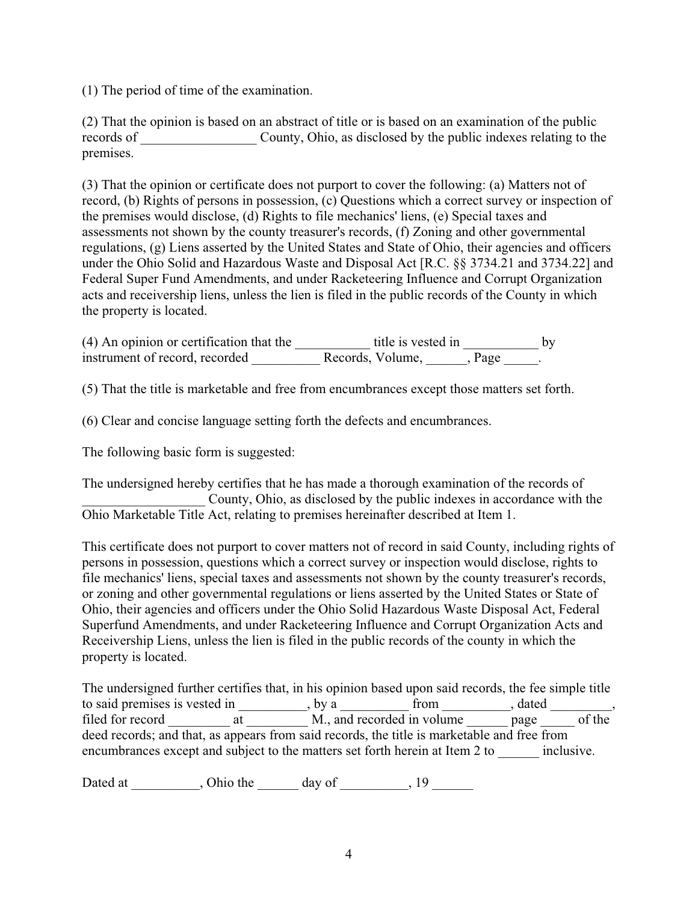(1) The period of time of the examination.

(2) That the opinion is based on an abstract of title or is based on an examination of the public records of _________________ County, Ohio, as disclosed by the public indexes relating to the premises.

(3) That the opinion or certificate does not purport to cover the following: (a) Matters not of record, (b) Rights of persons in possession, (c) Questions which a correct survey or inspection of the premises would disclose, (d) Rights to file mechanics' liens, (e) Special taxes and assessments not shown by the county treasurer's records, (f) Zoning and other governmental regulations, (g) Liens asserted by the United States and State of Ohio, their agencies and officers under the Ohio Solid and Hazardous Waste and Disposal Act [R.C. §§ 3734.21 and 3734.22] and Federal Super Fund Amendments, and under Racketeering Influence and Corrupt Organization acts and receivership liens, unless the lien is filed in the public records of the County in which the property is located.

(4) An opinion or certification that the ___________ title is vested in ___________ by instrument of record, recorded __________ Records, Volume, ______, Page _____.

(5) That the title is marketable and free from encumbrances except those matters set forth.

(6) Clear and concise language setting forth the defects and encumbrances.

The following basic form is suggested:

The undersigned hereby certifies that he has made a thorough examination of the records of __________________ County, Ohio, as disclosed by the public indexes in accordance with the Ohio Marketable Title Act, relating to premises hereinafter described at Item 1.

This certificate does not purport to cover matters not of record in said County, including rights of persons in possession, questions which a correct survey or inspection would disclose, rights to file mechanics' liens, special taxes and assessments not shown by the county treasurer's records, or zoning and other governmental regulations or liens asserted by the United States or State of Ohio, their agencies and officers under the Ohio Solid Hazardous Waste Disposal Act, Federal Superfund Amendments, and under Racketeering Influence and Corrupt Organization Acts and Receivership Liens, unless the lien is filed in the public records of the county in which the property is located.

The undersigned further certifies that, in his opinion based upon said records, the fee simple title to said premises is vested in __________, by a __________ from __________, dated _________, filed for record _________ at _________ M., and recorded in volume ______ page _____ of the deed records; and that, as appears from said records, the title is marketable and free from encumbrances except and subject to the matters set forth herein at Item 2 to ______ inclusive.

Dated at __________, Ohio the ______ day of __________, 19 ______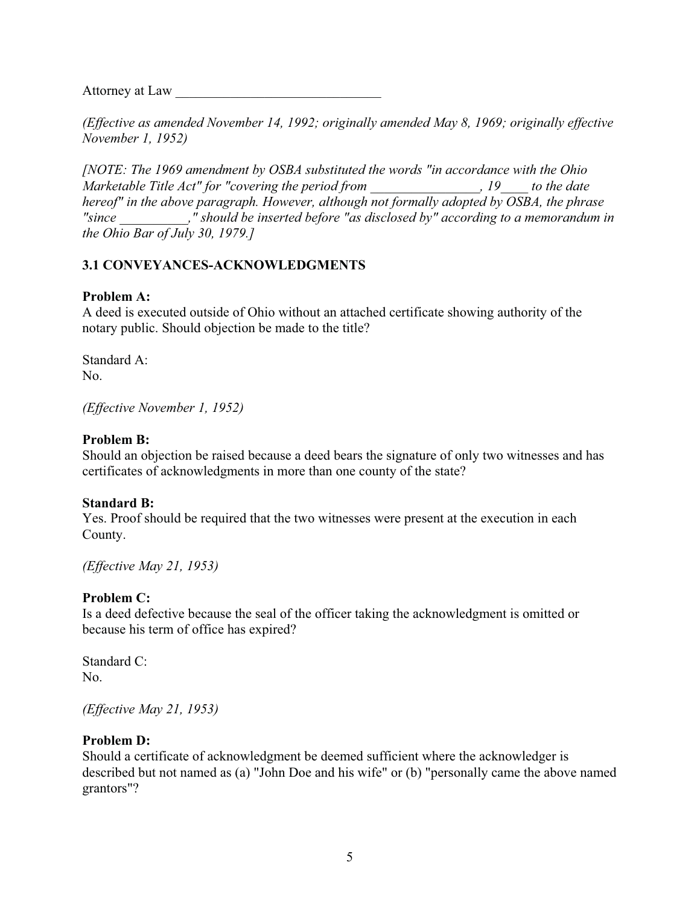Attorney at Law ______________________________

*(Effective as amended November 14, 1992; originally amended May 8, 1969; originally effective November 1, 1952)*

*[NOTE: The 1969 amendment by OSBA substituted the words "in accordance with the Ohio Marketable Title Act" for "covering the period from ________________, 19____ to the date hereof" in the above paragraph. However, although not formally adopted by OSBA, the phrase "since __________," should be inserted before "as disclosed by" according to a memorandum in the Ohio Bar of July 30, 1979.]*

### 3.1 CONVEYANCES-ACKNOWLEDGMENTS

**Problem A:**
A deed is executed outside of Ohio without an attached certificate showing authority of the notary public. Should objection be made to the title?

Standard A:
No.

*(Effective November 1, 1952)*

**Problem B:**
Should an objection be raised because a deed bears the signature of only two witnesses and has certificates of acknowledgments in more than one county of the state?

**Standard B:**
Yes. Proof should be required that the two witnesses were present at the execution in each County.

*(Effective May 21, 1953)*

**Problem C:**
Is a deed defective because the seal of the officer taking the acknowledgment is omitted or because his term of office has expired?

Standard C:
No.

*(Effective May 21, 1953)*

**Problem D:**
Should a certificate of acknowledgment be deemed sufficient where the acknowledger is described but not named as (a) "John Doe and his wife" or (b) "personally came the above named grantors"?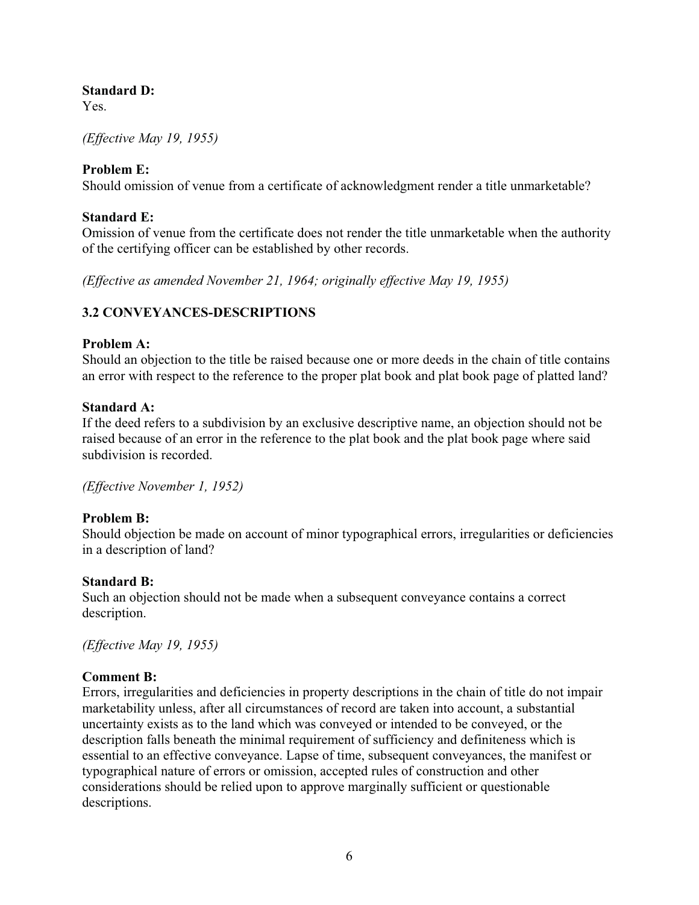**Standard D:**
Yes.

*(Effective May 19, 1955)*

**Problem E:**
Should omission of venue from a certificate of acknowledgment render a title unmarketable?

**Standard E:**
Omission of venue from the certificate does not render the title unmarketable when the authority of the certifying officer can be established by other records.

*(Effective as amended November 21, 1964; originally effective May 19, 1955)*

## 3.2 CONVEYANCES-DESCRIPTIONS

**Problem A:**
Should an objection to the title be raised because one or more deeds in the chain of title contains an error with respect to the reference to the proper plat book and plat book page of platted land?

**Standard A:**
If the deed refers to a subdivision by an exclusive descriptive name, an objection should not be raised because of an error in the reference to the plat book and the plat book page where said subdivision is recorded.

*(Effective November 1, 1952)*

**Problem B:**
Should objection be made on account of minor typographical errors, irregularities or deficiencies in a description of land?

**Standard B:**
Such an objection should not be made when a subsequent conveyance contains a correct description.

*(Effective May 19, 1955)*

**Comment B:**
Errors, irregularities and deficiencies in property descriptions in the chain of title do not impair marketability unless, after all circumstances of record are taken into account, a substantial uncertainty exists as to the land which was conveyed or intended to be conveyed, or the description falls beneath the minimal requirement of sufficiency and definiteness which is essential to an effective conveyance. Lapse of time, subsequent conveyances, the manifest or typographical nature of errors or omission, accepted rules of construction and other considerations should be relied upon to approve marginally sufficient or questionable descriptions.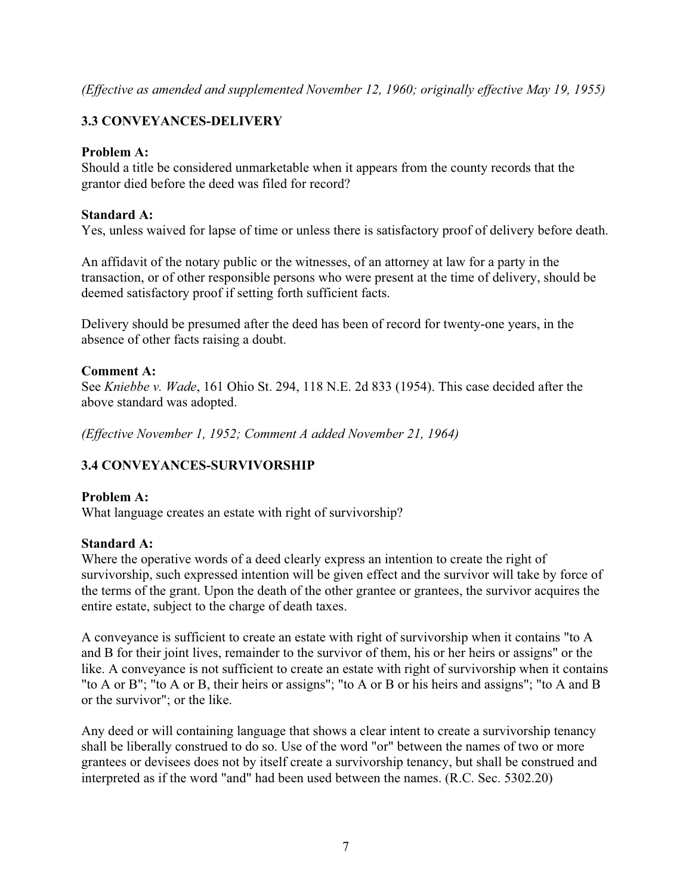*(Effective as amended and supplemented November 12, 1960; originally effective May 19, 1955)*

### 3.3 CONVEYANCES-DELIVERY

**Problem A:**
Should a title be considered unmarketable when it appears from the county records that the grantor died before the deed was filed for record?

**Standard A:**
Yes, unless waived for lapse of time or unless there is satisfactory proof of delivery before death.

An affidavit of the notary public or the witnesses, of an attorney at law for a party in the transaction, or of other responsible persons who were present at the time of delivery, should be deemed satisfactory proof if setting forth sufficient facts.

Delivery should be presumed after the deed has been of record for twenty-one years, in the absence of other facts raising a doubt.

**Comment A:**
See *Kniebbe v. Wade*, 161 Ohio St. 294, 118 N.E. 2d 833 (1954). This case decided after the above standard was adopted.

*(Effective November 1, 1952; Comment A added November 21, 1964)*

### 3.4 CONVEYANCES-SURVIVORSHIP

**Problem A:**
What language creates an estate with right of survivorship?

**Standard A:**
Where the operative words of a deed clearly express an intention to create the right of survivorship, such expressed intention will be given effect and the survivor will take by force of the terms of the grant. Upon the death of the other grantee or grantees, the survivor acquires the entire estate, subject to the charge of death taxes.

A conveyance is sufficient to create an estate with right of survivorship when it contains "to A and B for their joint lives, remainder to the survivor of them, his or her heirs or assigns" or the like. A conveyance is not sufficient to create an estate with right of survivorship when it contains "to A or B"; "to A or B, their heirs or assigns"; "to A or B or his heirs and assigns"; "to A and B or the survivor"; or the like.

Any deed or will containing language that shows a clear intent to create a survivorship tenancy shall be liberally construed to do so. Use of the word "or" between the names of two or more grantees or devisees does not by itself create a survivorship tenancy, but shall be construed and interpreted as if the word "and" had been used between the names. (R.C. Sec. 5302.20)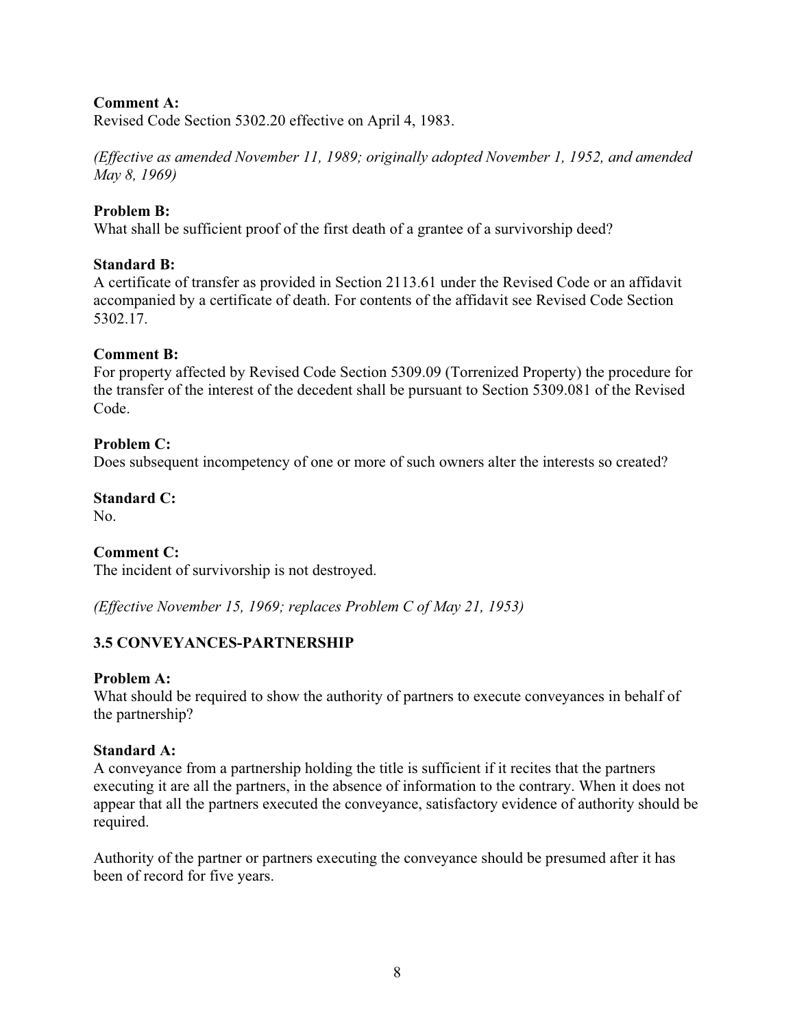**Comment A:**
Revised Code Section 5302.20 effective on April 4, 1983.

*(Effective as amended November 11, 1989; originally adopted November 1, 1952, and amended May 8, 1969)*

**Problem B:**
What shall be sufficient proof of the first death of a grantee of a survivorship deed?

**Standard B:**
A certificate of transfer as provided in Section 2113.61 under the Revised Code or an affidavit accompanied by a certificate of death. For contents of the affidavit see Revised Code Section 5302.17.

**Comment B:**
For property affected by Revised Code Section 5309.09 (Torrenized Property) the procedure for the transfer of the interest of the decedent shall be pursuant to Section 5309.081 of the Revised Code.

**Problem C:**
Does subsequent incompetency of one or more of such owners alter the interests so created?

**Standard C:**
No.

**Comment C:**
The incident of survivorship is not destroyed.

*(Effective November 15, 1969; replaces Problem C of May 21, 1953)*

### 3.5 CONVEYANCES-PARTNERSHIP

**Problem A:**
What should be required to show the authority of partners to execute conveyances in behalf of the partnership?

**Standard A:**
A conveyance from a partnership holding the title is sufficient if it recites that the partners executing it are all the partners, in the absence of information to the contrary. When it does not appear that all the partners executed the conveyance, satisfactory evidence of authority should be required.

Authority of the partner or partners executing the conveyance should be presumed after it has been of record for five years.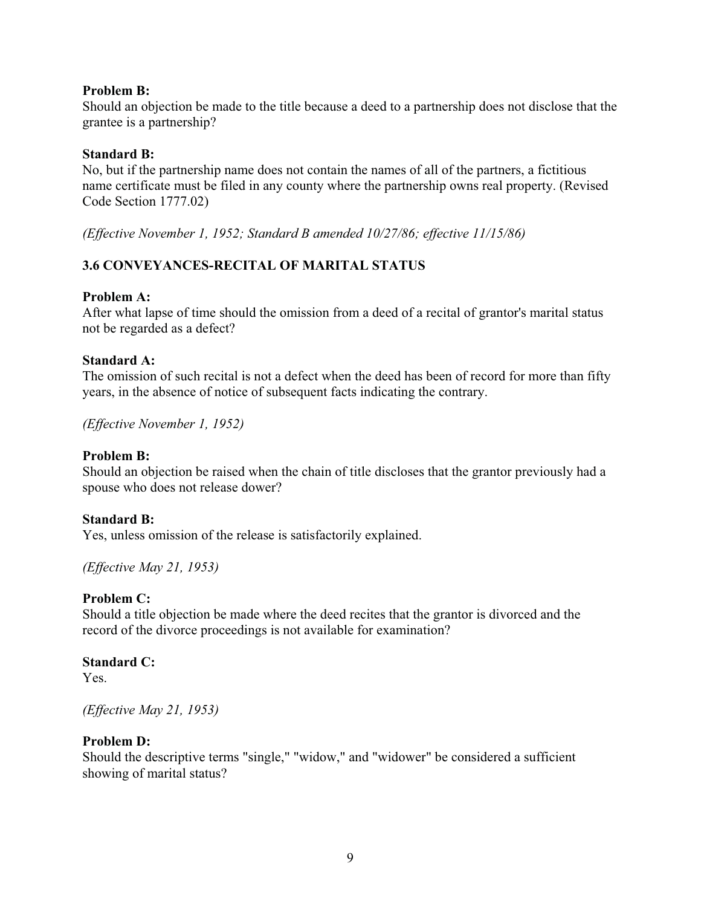**Problem B:**
Should an objection be made to the title because a deed to a partnership does not disclose that the grantee is a partnership?

**Standard B:**
No, but if the partnership name does not contain the names of all of the partners, a fictitious name certificate must be filed in any county where the partnership owns real property. (Revised Code Section 1777.02)

*(Effective November 1, 1952; Standard B amended 10/27/86; effective 11/15/86)*

## 3.6 CONVEYANCES-RECITAL OF MARITAL STATUS

**Problem A:**
After what lapse of time should the omission from a deed of a recital of grantor's marital status not be regarded as a defect?

**Standard A:**
The omission of such recital is not a defect when the deed has been of record for more than fifty years, in the absence of notice of subsequent facts indicating the contrary.

*(Effective November 1, 1952)*

**Problem B:**
Should an objection be raised when the chain of title discloses that the grantor previously had a spouse who does not release dower?

**Standard B:**
Yes, unless omission of the release is satisfactorily explained.

*(Effective May 21, 1953)*

**Problem C:**
Should a title objection be made where the deed recites that the grantor is divorced and the record of the divorce proceedings is not available for examination?

**Standard C:**
Yes.

*(Effective May 21, 1953)*

**Problem D:**
Should the descriptive terms "single," "widow," and "widower" be considered a sufficient showing of marital status?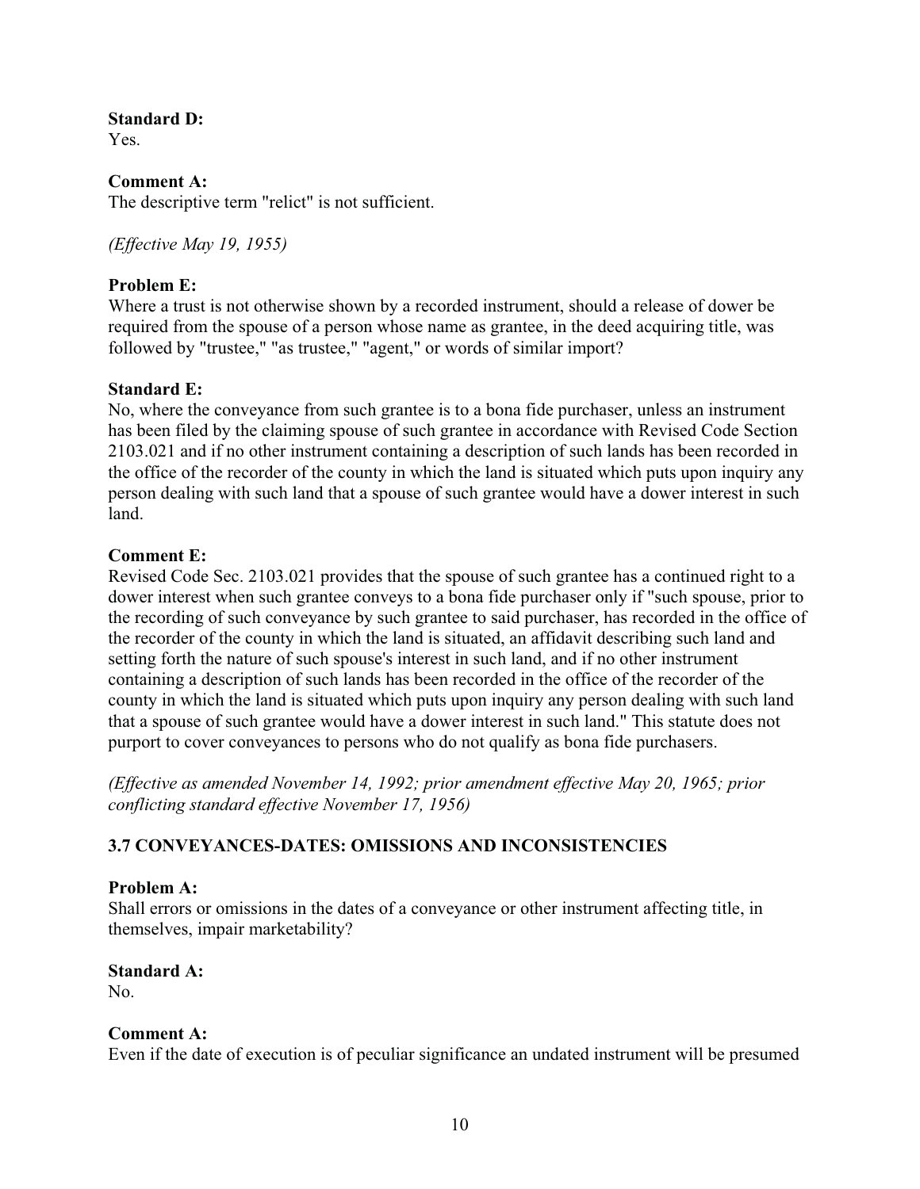**Standard D:**
Yes.

**Comment A:**
The descriptive term "relict" is not sufficient.

*(Effective May 19, 1955)*

**Problem E:**
Where a trust is not otherwise shown by a recorded instrument, should a release of dower be required from the spouse of a person whose name as grantee, in the deed acquiring title, was followed by "trustee," "as trustee," "agent," or words of similar import?

**Standard E:**
No, where the conveyance from such grantee is to a bona fide purchaser, unless an instrument has been filed by the claiming spouse of such grantee in accordance with Revised Code Section 2103.021 and if no other instrument containing a description of such lands has been recorded in the office of the recorder of the county in which the land is situated which puts upon inquiry any person dealing with such land that a spouse of such grantee would have a dower interest in such land.

**Comment E:**
Revised Code Sec. 2103.021 provides that the spouse of such grantee has a continued right to a dower interest when such grantee conveys to a bona fide purchaser only if "such spouse, prior to the recording of such conveyance by such grantee to said purchaser, has recorded in the office of the recorder of the county in which the land is situated, an affidavit describing such land and setting forth the nature of such spouse's interest in such land, and if no other instrument containing a description of such lands has been recorded in the office of the recorder of the county in which the land is situated which puts upon inquiry any person dealing with such land that a spouse of such grantee would have a dower interest in such land." This statute does not purport to cover conveyances to persons who do not qualify as bona fide purchasers.

*(Effective as amended November 14, 1992; prior amendment effective May 20, 1965; prior conflicting standard effective November 17, 1956)*

### 3.7 CONVEYANCES-DATES: OMISSIONS AND INCONSISTENCIES

**Problem A:**
Shall errors or omissions in the dates of a conveyance or other instrument affecting title, in themselves, impair marketability?

**Standard A:**
No.

**Comment A:**
Even if the date of execution is of peculiar significance an undated instrument will be presumed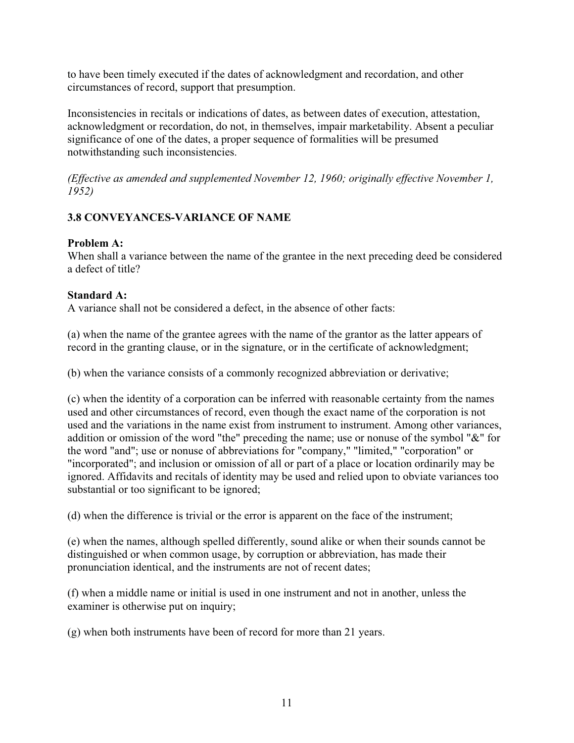to have been timely executed if the dates of acknowledgment and recordation, and other circumstances of record, support that presumption.

Inconsistencies in recitals or indications of dates, as between dates of execution, attestation, acknowledgment or recordation, do not, in themselves, impair marketability. Absent a peculiar significance of one of the dates, a proper sequence of formalities will be presumed notwithstanding such inconsistencies.

*(Effective as amended and supplemented November 12, 1960; originally effective November 1, 1952)*

### 3.8 CONVEYANCES-VARIANCE OF NAME

**Problem A:**
When shall a variance between the name of the grantee in the next preceding deed be considered a defect of title?

**Standard A:**
A variance shall not be considered a defect, in the absence of other facts:

(a) when the name of the grantee agrees with the name of the grantor as the latter appears of record in the granting clause, or in the signature, or in the certificate of acknowledgment;

(b) when the variance consists of a commonly recognized abbreviation or derivative;

(c) when the identity of a corporation can be inferred with reasonable certainty from the names used and other circumstances of record, even though the exact name of the corporation is not used and the variations in the name exist from instrument to instrument. Among other variances, addition or omission of the word "the" preceding the name; use or nonuse of the symbol "&" for the word "and"; use or nonuse of abbreviations for "company," "limited," "corporation" or "incorporated"; and inclusion or omission of all or part of a place or location ordinarily may be ignored. Affidavits and recitals of identity may be used and relied upon to obviate variances too substantial or too significant to be ignored;

(d) when the difference is trivial or the error is apparent on the face of the instrument;

(e) when the names, although spelled differently, sound alike or when their sounds cannot be distinguished or when common usage, by corruption or abbreviation, has made their pronunciation identical, and the instruments are not of recent dates;

(f) when a middle name or initial is used in one instrument and not in another, unless the examiner is otherwise put on inquiry;

(g) when both instruments have been of record for more than 21 years.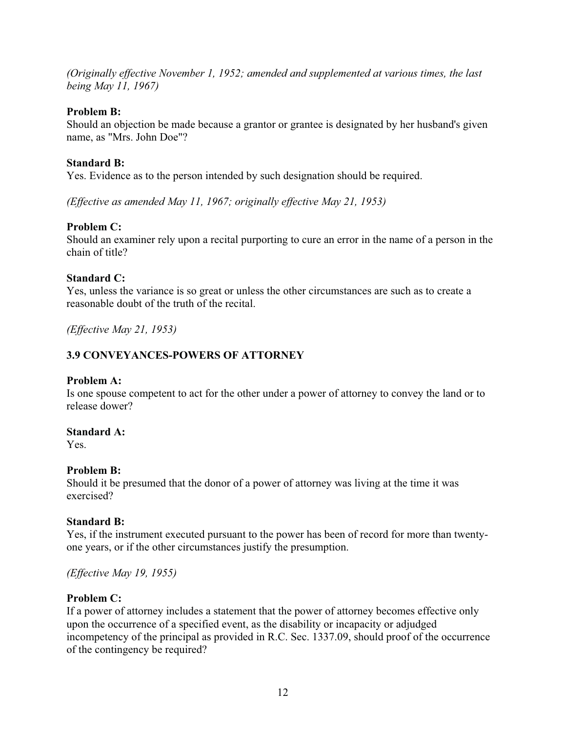*(Originally effective November 1, 1952; amended and supplemented at various times, the last being May 11, 1967)*

**Problem B:**
Should an objection be made because a grantor or grantee is designated by her husband's given name, as "Mrs. John Doe"?

**Standard B:**
Yes. Evidence as to the person intended by such designation should be required.

*(Effective as amended May 11, 1967; originally effective May 21, 1953)*

**Problem C:**
Should an examiner rely upon a recital purporting to cure an error in the name of a person in the chain of title?

**Standard C:**
Yes, unless the variance is so great or unless the other circumstances are such as to create a reasonable doubt of the truth of the recital.

*(Effective May 21, 1953)*

### 3.9 CONVEYANCES-POWERS OF ATTORNEY

**Problem A:**
Is one spouse competent to act for the other under a power of attorney to convey the land or to release dower?

**Standard A:**
Yes.

**Problem B:**
Should it be presumed that the donor of a power of attorney was living at the time it was exercised?

**Standard B:**
Yes, if the instrument executed pursuant to the power has been of record for more than twenty-one years, or if the other circumstances justify the presumption.

*(Effective May 19, 1955)*

**Problem C:**
If a power of attorney includes a statement that the power of attorney becomes effective only upon the occurrence of a specified event, as the disability or incapacity or adjudged incompetency of the principal as provided in R.C. Sec. 1337.09, should proof of the occurrence of the contingency be required?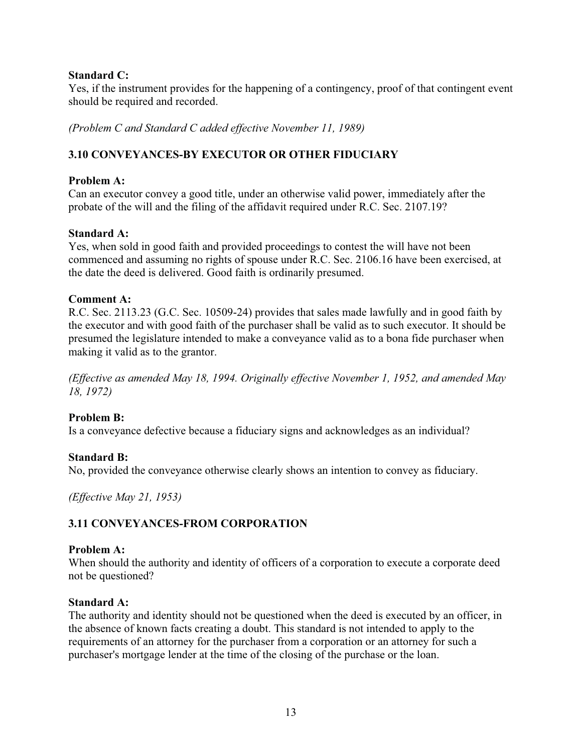**Standard C:**
Yes, if the instrument provides for the happening of a contingency, proof of that contingent event should be required and recorded.

*(Problem C and Standard C added effective November 11, 1989)*

### 3.10 CONVEYANCES-BY EXECUTOR OR OTHER FIDUCIARY

**Problem A:**
Can an executor convey a good title, under an otherwise valid power, immediately after the probate of the will and the filing of the affidavit required under R.C. Sec. 2107.19?

**Standard A:**
Yes, when sold in good faith and provided proceedings to contest the will have not been commenced and assuming no rights of spouse under R.C. Sec. 2106.16 have been exercised, at the date the deed is delivered. Good faith is ordinarily presumed.

**Comment A:**
R.C. Sec. 2113.23 (G.C. Sec. 10509-24) provides that sales made lawfully and in good faith by the executor and with good faith of the purchaser shall be valid as to such executor. It should be presumed the legislature intended to make a conveyance valid as to a bona fide purchaser when making it valid as to the grantor.

*(Effective as amended May 18, 1994. Originally effective November 1, 1952, and amended May 18, 1972)*

**Problem B:**
Is a conveyance defective because a fiduciary signs and acknowledges as an individual?

**Standard B:**
No, provided the conveyance otherwise clearly shows an intention to convey as fiduciary.

*(Effective May 21, 1953)*

### 3.11 CONVEYANCES-FROM CORPORATION

**Problem A:**
When should the authority and identity of officers of a corporation to execute a corporate deed not be questioned?

**Standard A:**
The authority and identity should not be questioned when the deed is executed by an officer, in the absence of known facts creating a doubt. This standard is not intended to apply to the requirements of an attorney for the purchaser from a corporation or an attorney for such a purchaser's mortgage lender at the time of the closing of the purchase or the loan.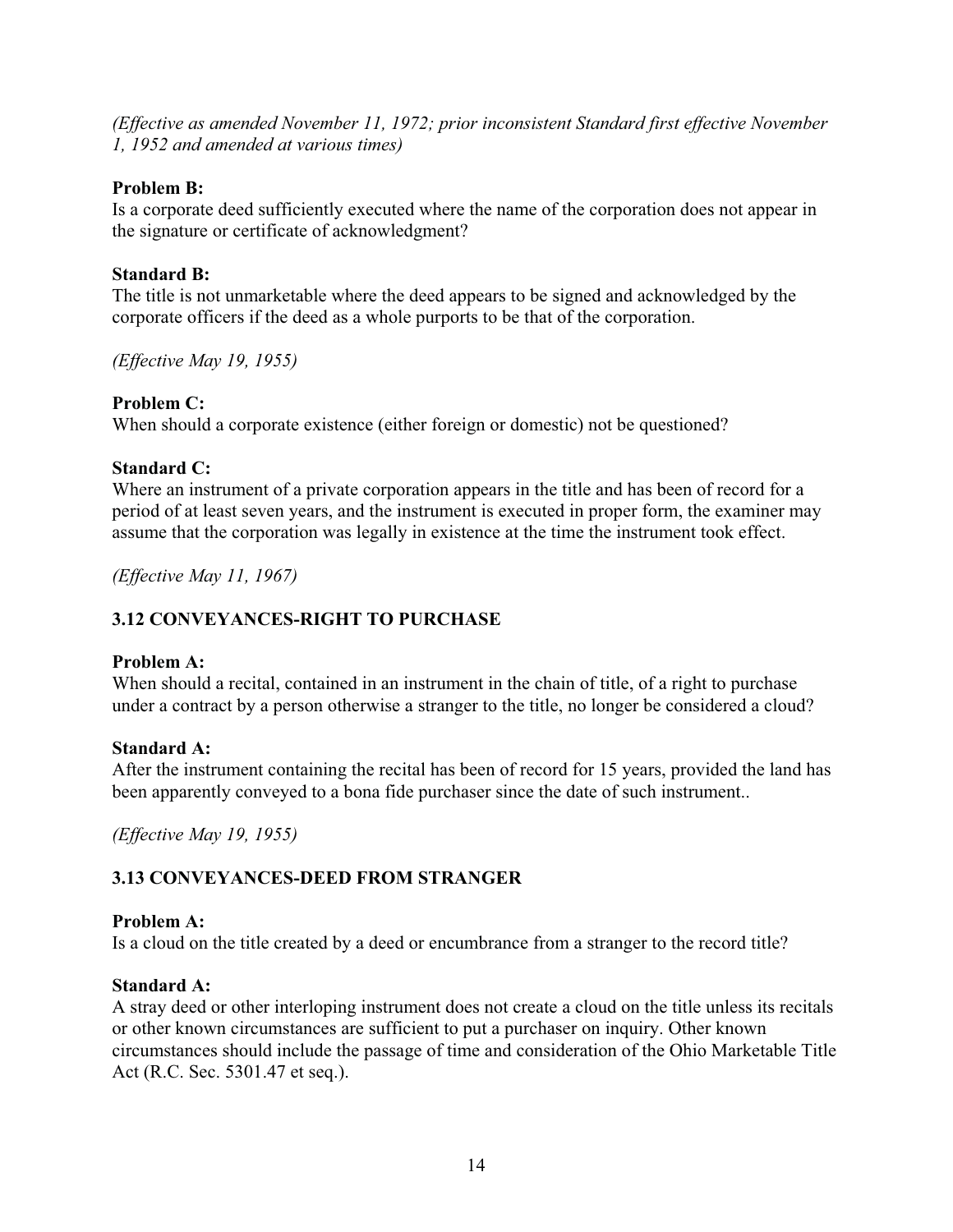*(Effective as amended November 11, 1972; prior inconsistent Standard first effective November 1, 1952 and amended at various times)*

**Problem B:**
Is a corporate deed sufficiently executed where the name of the corporation does not appear in the signature or certificate of acknowledgment?

**Standard B:**
The title is not unmarketable where the deed appears to be signed and acknowledged by the corporate officers if the deed as a whole purports to be that of the corporation.

*(Effective May 19, 1955)*

**Problem C:**
When should a corporate existence (either foreign or domestic) not be questioned?

**Standard C:**
Where an instrument of a private corporation appears in the title and has been of record for a period of at least seven years, and the instrument is executed in proper form, the examiner may assume that the corporation was legally in existence at the time the instrument took effect.

*(Effective May 11, 1967)*

### 3.12 CONVEYANCES-RIGHT TO PURCHASE

**Problem A:**
When should a recital, contained in an instrument in the chain of title, of a right to purchase under a contract by a person otherwise a stranger to the title, no longer be considered a cloud?

**Standard A:**
After the instrument containing the recital has been of record for 15 years, provided the land has been apparently conveyed to a bona fide purchaser since the date of such instrument..

*(Effective May 19, 1955)*

### 3.13 CONVEYANCES-DEED FROM STRANGER

**Problem A:**
Is a cloud on the title created by a deed or encumbrance from a stranger to the record title?

**Standard A:**
A stray deed or other interloping instrument does not create a cloud on the title unless its recitals or other known circumstances are sufficient to put a purchaser on inquiry. Other known circumstances should include the passage of time and consideration of the Ohio Marketable Title Act (R.C. Sec. 5301.47 et seq.).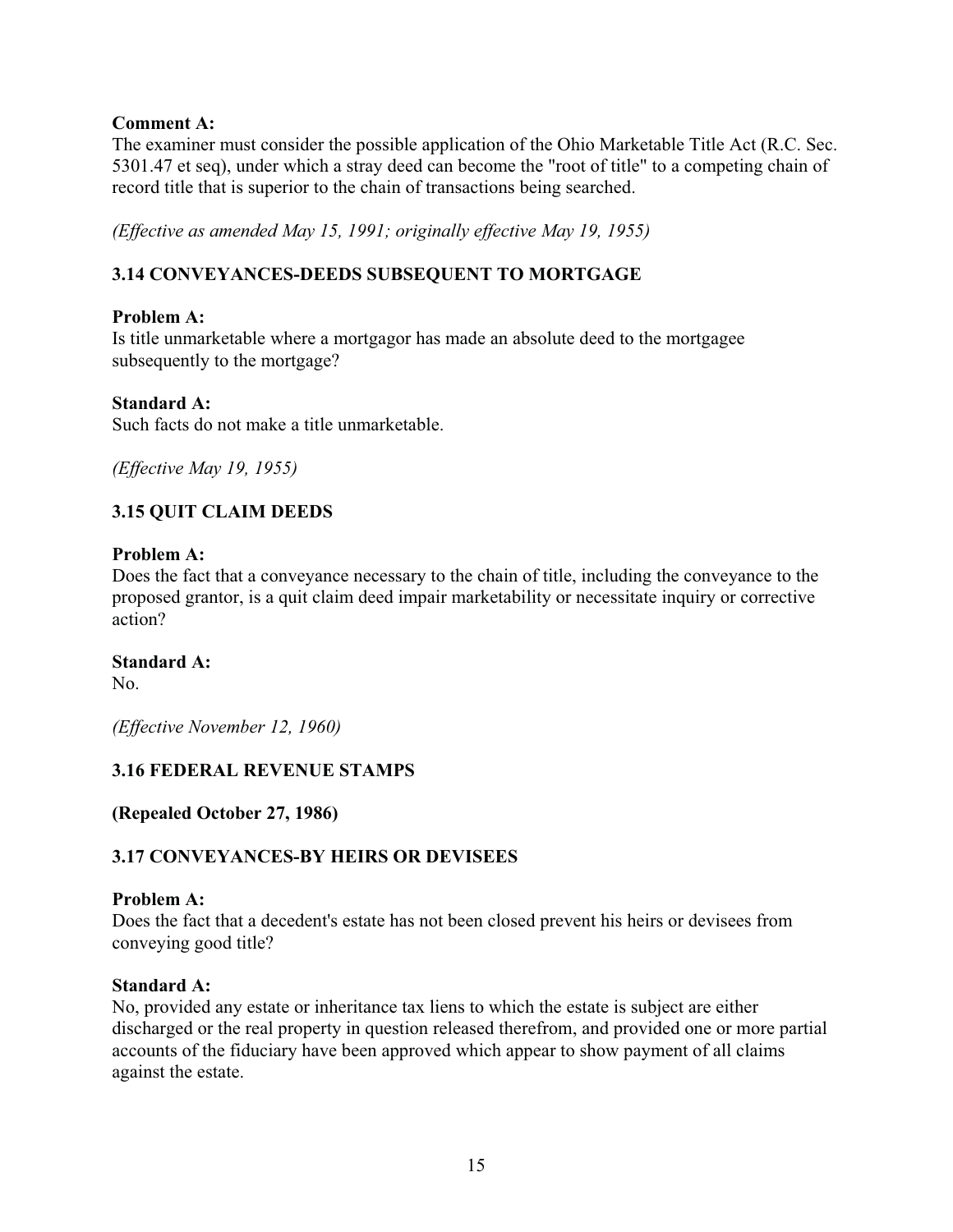**Comment A:**
The examiner must consider the possible application of the Ohio Marketable Title Act (R.C. Sec. 5301.47 et seq), under which a stray deed can become the "root of title" to a competing chain of record title that is superior to the chain of transactions being searched.

*(Effective as amended May 15, 1991; originally effective May 19, 1955)*

### 3.14 CONVEYANCES-DEEDS SUBSEQUENT TO MORTGAGE

**Problem A:**
Is title unmarketable where a mortgagor has made an absolute deed to the mortgagee subsequently to the mortgage?

**Standard A:**
Such facts do not make a title unmarketable.

*(Effective May 19, 1955)*

### 3.15 QUIT CLAIM DEEDS

**Problem A:**
Does the fact that a conveyance necessary to the chain of title, including the conveyance to the proposed grantor, is a quit claim deed impair marketability or necessitate inquiry or corrective action?

**Standard A:**
No.

*(Effective November 12, 1960)*

### 3.16 FEDERAL REVENUE STAMPS

**(Repealed October 27, 1986)**

### 3.17 CONVEYANCES-BY HEIRS OR DEVISEES

**Problem A:**
Does the fact that a decedent's estate has not been closed prevent his heirs or devisees from conveying good title?

**Standard A:**
No, provided any estate or inheritance tax liens to which the estate is subject are either discharged or the real property in question released therefrom, and provided one or more partial accounts of the fiduciary have been approved which appear to show payment of all claims against the estate.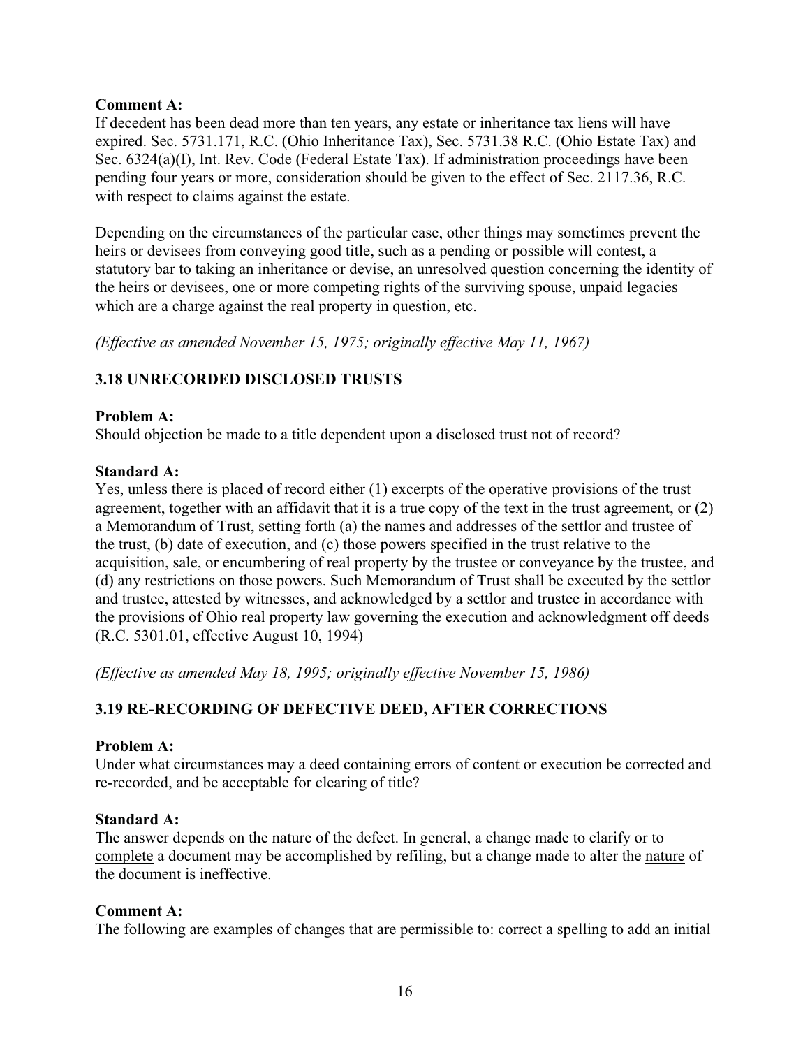**Comment A:**
If decedent has been dead more than ten years, any estate or inheritance tax liens will have expired. Sec. 5731.171, R.C. (Ohio Inheritance Tax), Sec. 5731.38 R.C. (Ohio Estate Tax) and Sec. 6324(a)(I), Int. Rev. Code (Federal Estate Tax). If administration proceedings have been pending four years or more, consideration should be given to the effect of Sec. 2117.36, R.C. with respect to claims against the estate.

Depending on the circumstances of the particular case, other things may sometimes prevent the heirs or devisees from conveying good title, such as a pending or possible will contest, a statutory bar to taking an inheritance or devise, an unresolved question concerning the identity of the heirs or devisees, one or more competing rights of the surviving spouse, unpaid legacies which are a charge against the real property in question, etc.

*(Effective as amended November 15, 1975; originally effective May 11, 1967)*

## 3.18 UNRECORDED DISCLOSED TRUSTS

**Problem A:**
Should objection be made to a title dependent upon a disclosed trust not of record?

**Standard A:**
Yes, unless there is placed of record either (1) excerpts of the operative provisions of the trust agreement, together with an affidavit that it is a true copy of the text in the trust agreement, or (2) a Memorandum of Trust, setting forth (a) the names and addresses of the settlor and trustee of the trust, (b) date of execution, and (c) those powers specified in the trust relative to the acquisition, sale, or encumbering of real property by the trustee or conveyance by the trustee, and (d) any restrictions on those powers. Such Memorandum of Trust shall be executed by the settlor and trustee, attested by witnesses, and acknowledged by a settlor and trustee in accordance with the provisions of Ohio real property law governing the execution and acknowledgment off deeds (R.C. 5301.01, effective August 10, 1994)

*(Effective as amended May 18, 1995; originally effective November 15, 1986)*

## 3.19 RE-RECORDING OF DEFECTIVE DEED, AFTER CORRECTIONS

**Problem A:**
Under what circumstances may a deed containing errors of content or execution be corrected and re-recorded, and be acceptable for clearing of title?

**Standard A:**
The answer depends on the nature of the defect. In general, a change made to <u>clarify</u> or to <u>complete</u> a document may be accomplished by refiling, but a change made to alter the <u>nature</u> of the document is ineffective.

**Comment A:**
The following are examples of changes that are permissible to: correct a spelling to add an initial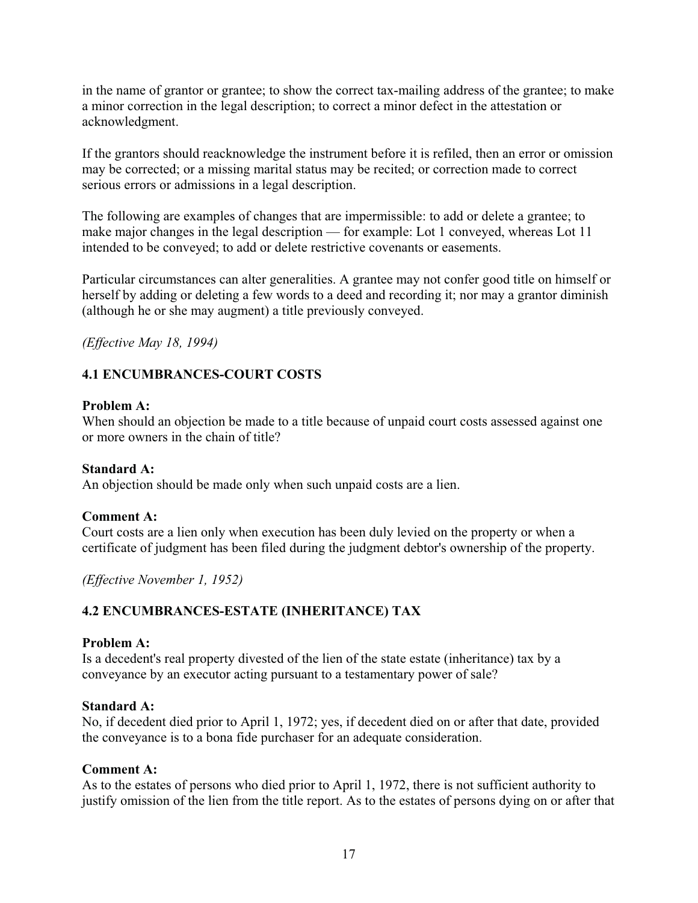in the name of grantor or grantee; to show the correct tax-mailing address of the grantee; to make a minor correction in the legal description; to correct a minor defect in the attestation or acknowledgment.

If the grantors should reacknowledge the instrument before it is refiled, then an error or omission may be corrected; or a missing marital status may be recited; or correction made to correct serious errors or admissions in a legal description.

The following are examples of changes that are impermissible: to add or delete a grantee; to make major changes in the legal description — for example: Lot 1 conveyed, whereas Lot 11 intended to be conveyed; to add or delete restrictive covenants or easements.

Particular circumstances can alter generalities. A grantee may not confer good title on himself or herself by adding or deleting a few words to a deed and recording it; nor may a grantor diminish (although he or she may augment) a title previously conveyed.

*(Effective May 18, 1994)*

## 4.1 ENCUMBRANCES-COURT COSTS

**Problem A:**
When should an objection be made to a title because of unpaid court costs assessed against one or more owners in the chain of title?

**Standard A:**
An objection should be made only when such unpaid costs are a lien.

**Comment A:**
Court costs are a lien only when execution has been duly levied on the property or when a certificate of judgment has been filed during the judgment debtor's ownership of the property.

*(Effective November 1, 1952)*

## 4.2 ENCUMBRANCES-ESTATE (INHERITANCE) TAX

**Problem A:**
Is a decedent's real property divested of the lien of the state estate (inheritance) tax by a conveyance by an executor acting pursuant to a testamentary power of sale?

**Standard A:**
No, if decedent died prior to April 1, 1972; yes, if decedent died on or after that date, provided the conveyance is to a bona fide purchaser for an adequate consideration.

**Comment A:**
As to the estates of persons who died prior to April 1, 1972, there is not sufficient authority to justify omission of the lien from the title report. As to the estates of persons dying on or after that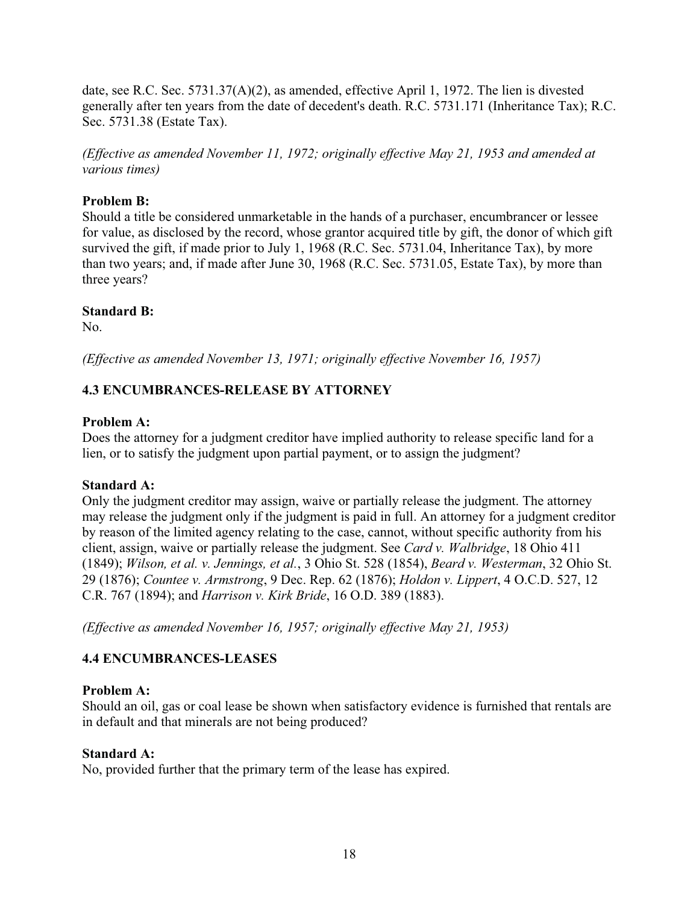date, see R.C. Sec. 5731.37(A)(2), as amended, effective April 1, 1972. The lien is divested generally after ten years from the date of decedent's death. R.C. 5731.171 (Inheritance Tax); R.C. Sec. 5731.38 (Estate Tax).

*(Effective as amended November 11, 1972; originally effective May 21, 1953 and amended at various times)*

**Problem B:**
Should a title be considered unmarketable in the hands of a purchaser, encumbrancer or lessee for value, as disclosed by the record, whose grantor acquired title by gift, the donor of which gift survived the gift, if made prior to July 1, 1968 (R.C. Sec. 5731.04, Inheritance Tax), by more than two years; and, if made after June 30, 1968 (R.C. Sec. 5731.05, Estate Tax), by more than three years?

**Standard B:**
No.

*(Effective as amended November 13, 1971; originally effective November 16, 1957)*

## 4.3 ENCUMBRANCES-RELEASE BY ATTORNEY

**Problem A:**
Does the attorney for a judgment creditor have implied authority to release specific land for a lien, or to satisfy the judgment upon partial payment, or to assign the judgment?

**Standard A:**
Only the judgment creditor may assign, waive or partially release the judgment. The attorney may release the judgment only if the judgment is paid in full. An attorney for a judgment creditor by reason of the limited agency relating to the case, cannot, without specific authority from his client, assign, waive or partially release the judgment. See *Card v. Walbridge*, 18 Ohio 411 (1849); *Wilson, et al. v. Jennings, et al.*, 3 Ohio St. 528 (1854), *Beard v. Westerman*, 32 Ohio St. 29 (1876); *Countee v. Armstrong*, 9 Dec. Rep. 62 (1876); *Holdon v. Lippert*, 4 O.C.D. 527, 12 C.R. 767 (1894); and *Harrison v. Kirk Bride*, 16 O.D. 389 (1883).

*(Effective as amended November 16, 1957; originally effective May 21, 1953)*

## 4.4 ENCUMBRANCES-LEASES

**Problem A:**
Should an oil, gas or coal lease be shown when satisfactory evidence is furnished that rentals are in default and that minerals are not being produced?

**Standard A:**
No, provided further that the primary term of the lease has expired.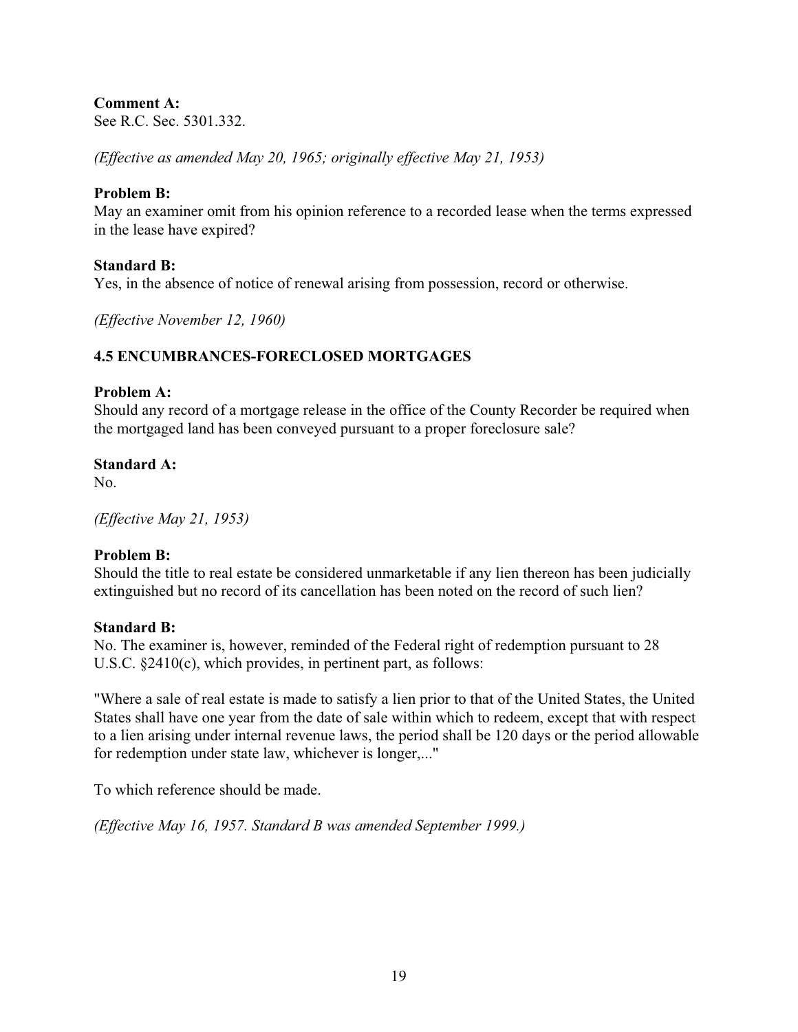**Comment A:**
See R.C. Sec. 5301.332.

*(Effective as amended May 20, 1965; originally effective May 21, 1953)*

**Problem B:**
May an examiner omit from his opinion reference to a recorded lease when the terms expressed in the lease have expired?

**Standard B:**
Yes, in the absence of notice of renewal arising from possession, record or otherwise.

*(Effective November 12, 1960)*

### 4.5 ENCUMBRANCES-FORECLOSED MORTGAGES

**Problem A:**
Should any record of a mortgage release in the office of the County Recorder be required when the mortgaged land has been conveyed pursuant to a proper foreclosure sale?

**Standard A:**
No.

*(Effective May 21, 1953)*

**Problem B:**
Should the title to real estate be considered unmarketable if any lien thereon has been judicially extinguished but no record of its cancellation has been noted on the record of such lien?

**Standard B:**
No. The examiner is, however, reminded of the Federal right of redemption pursuant to 28 U.S.C. §2410(c), which provides, in pertinent part, as follows:

"Where a sale of real estate is made to satisfy a lien prior to that of the United States, the United States shall have one year from the date of sale within which to redeem, except that with respect to a lien arising under internal revenue laws, the period shall be 120 days or the period allowable for redemption under state law, whichever is longer,..."

To which reference should be made.

*(Effective May 16, 1957. Standard B was amended September 1999.)*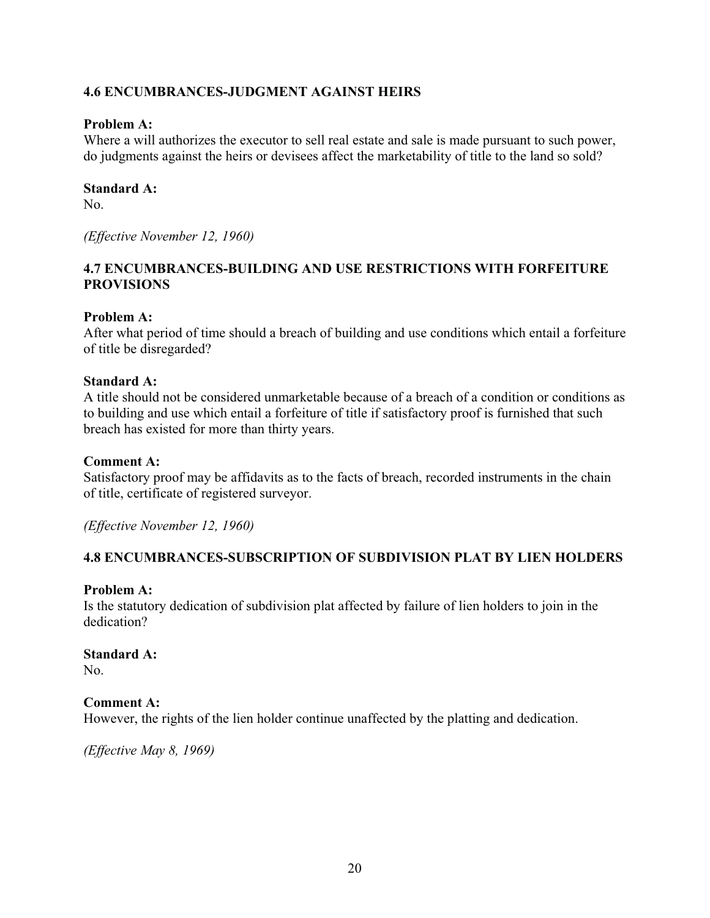### 4.6 ENCUMBRANCES-JUDGMENT AGAINST HEIRS

**Problem A:**
Where a will authorizes the executor to sell real estate and sale is made pursuant to such power, do judgments against the heirs or devisees affect the marketability of title to the land so sold?

**Standard A:**
No.

*(Effective November 12, 1960)*

### 4.7 ENCUMBRANCES-BUILDING AND USE RESTRICTIONS WITH FORFEITURE PROVISIONS

**Problem A:**
After what period of time should a breach of building and use conditions which entail a forfeiture of title be disregarded?

**Standard A:**
A title should not be considered unmarketable because of a breach of a condition or conditions as to building and use which entail a forfeiture of title if satisfactory proof is furnished that such breach has existed for more than thirty years.

**Comment A:**
Satisfactory proof may be affidavits as to the facts of breach, recorded instruments in the chain of title, certificate of registered surveyor.

*(Effective November 12, 1960)*

### 4.8 ENCUMBRANCES-SUBSCRIPTION OF SUBDIVISION PLAT BY LIEN HOLDERS

**Problem A:**
Is the statutory dedication of subdivision plat affected by failure of lien holders to join in the dedication?

**Standard A:**
No.

**Comment A:**
However, the rights of the lien holder continue unaffected by the platting and dedication.

*(Effective May 8, 1969)*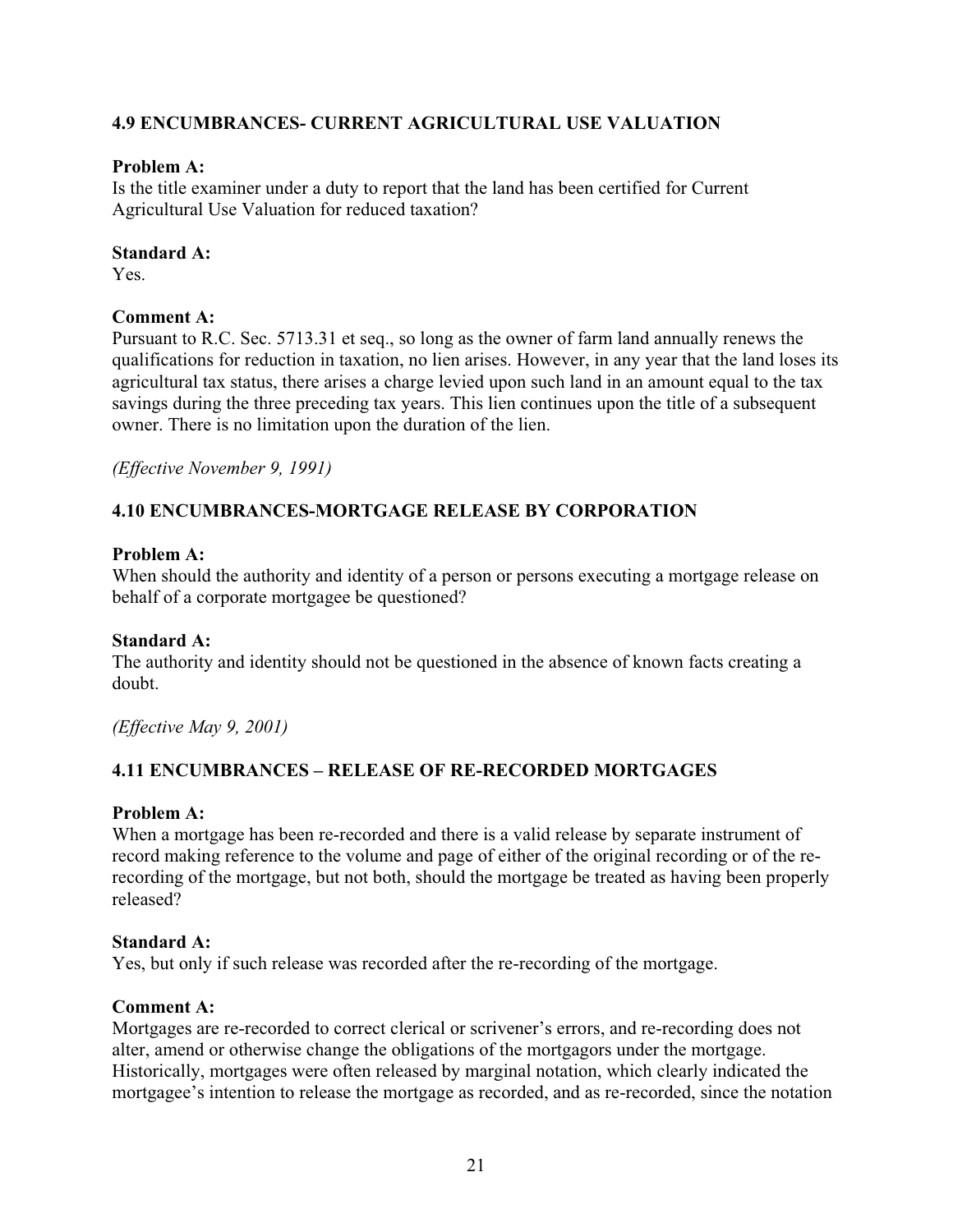### 4.9 ENCUMBRANCES- CURRENT AGRICULTURAL USE VALUATION

**Problem A:**
Is the title examiner under a duty to report that the land has been certified for Current Agricultural Use Valuation for reduced taxation?

**Standard A:**
Yes.

**Comment A:**
Pursuant to R.C. Sec. 5713.31 et seq., so long as the owner of farm land annually renews the qualifications for reduction in taxation, no lien arises. However, in any year that the land loses its agricultural tax status, there arises a charge levied upon such land in an amount equal to the tax savings during the three preceding tax years. This lien continues upon the title of a subsequent owner. There is no limitation upon the duration of the lien.

*(Effective November 9, 1991)*

### 4.10 ENCUMBRANCES-MORTGAGE RELEASE BY CORPORATION

**Problem A:**
When should the authority and identity of a person or persons executing a mortgage release on behalf of a corporate mortgagee be questioned?

**Standard A:**
The authority and identity should not be questioned in the absence of known facts creating a doubt.

*(Effective May 9, 2001)*

### 4.11 ENCUMBRANCES – RELEASE OF RE-RECORDED MORTGAGES

**Problem A:**
When a mortgage has been re-recorded and there is a valid release by separate instrument of record making reference to the volume and page of either of the original recording or of the re-recording of the mortgage, but not both, should the mortgage be treated as having been properly released?

**Standard A:**
Yes, but only if such release was recorded after the re-recording of the mortgage.

**Comment A:**
Mortgages are re-recorded to correct clerical or scrivener's errors, and re-recording does not alter, amend or otherwise change the obligations of the mortgagors under the mortgage. Historically, mortgages were often released by marginal notation, which clearly indicated the mortgagee's intention to release the mortgage as recorded, and as re-recorded, since the notation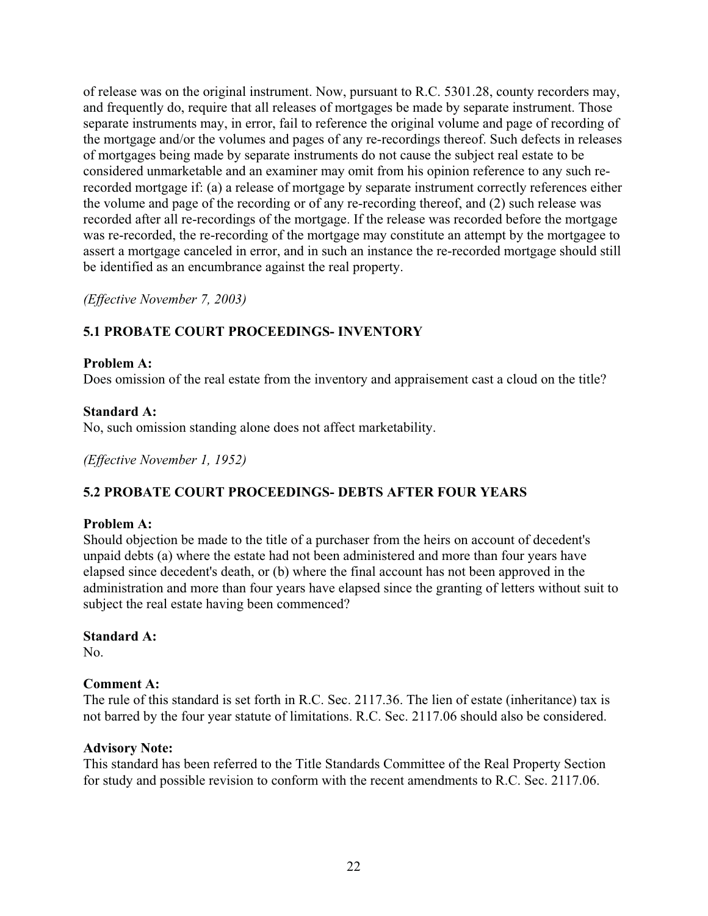of release was on the original instrument. Now, pursuant to R.C. 5301.28, county recorders may, and frequently do, require that all releases of mortgages be made by separate instrument. Those separate instruments may, in error, fail to reference the original volume and page of recording of the mortgage and/or the volumes and pages of any re-recordings thereof. Such defects in releases of mortgages being made by separate instruments do not cause the subject real estate to be considered unmarketable and an examiner may omit from his opinion reference to any such re-recorded mortgage if: (a) a release of mortgage by separate instrument correctly references either the volume and page of the recording or of any re-recording thereof, and (2) such release was recorded after all re-recordings of the mortgage. If the release was recorded before the mortgage was re-recorded, the re-recording of the mortgage may constitute an attempt by the mortgagee to assert a mortgage canceled in error, and in such an instance the re-recorded mortgage should still be identified as an encumbrance against the real property.

*(Effective November 7, 2003)*

## 5.1 PROBATE COURT PROCEEDINGS- INVENTORY

**Problem A:**
Does omission of the real estate from the inventory and appraisement cast a cloud on the title?

**Standard A:**
No, such omission standing alone does not affect marketability.

*(Effective November 1, 1952)*

## 5.2 PROBATE COURT PROCEEDINGS- DEBTS AFTER FOUR YEARS

**Problem A:**
Should objection be made to the title of a purchaser from the heirs on account of decedent's unpaid debts (a) where the estate had not been administered and more than four years have elapsed since decedent's death, or (b) where the final account has not been approved in the administration and more than four years have elapsed since the granting of letters without suit to subject the real estate having been commenced?

**Standard A:**
No.

**Comment A:**
The rule of this standard is set forth in R.C. Sec. 2117.36. The lien of estate (inheritance) tax is not barred by the four year statute of limitations. R.C. Sec. 2117.06 should also be considered.

**Advisory Note:**
This standard has been referred to the Title Standards Committee of the Real Property Section for study and possible revision to conform with the recent amendments to R.C. Sec. 2117.06.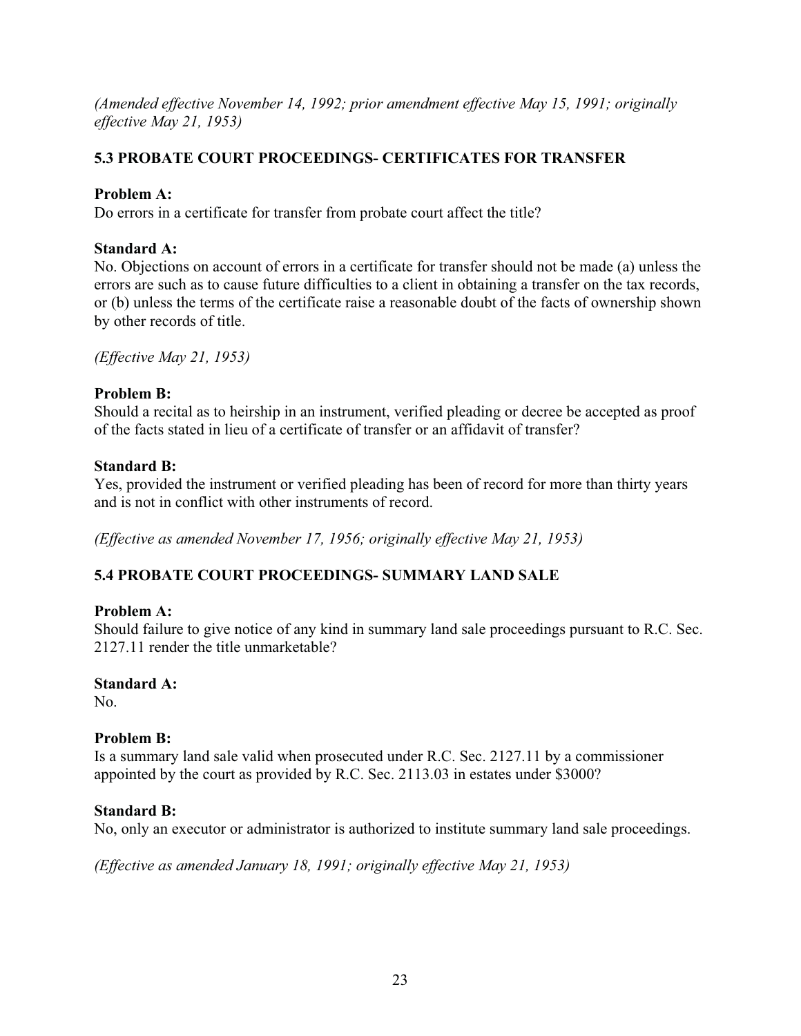*(Amended effective November 14, 1992; prior amendment effective May 15, 1991; originally effective May 21, 1953)*

## 5.3 PROBATE COURT PROCEEDINGS- CERTIFICATES FOR TRANSFER

**Problem A:**
Do errors in a certificate for transfer from probate court affect the title?

**Standard A:**
No. Objections on account of errors in a certificate for transfer should not be made (a) unless the errors are such as to cause future difficulties to a client in obtaining a transfer on the tax records, or (b) unless the terms of the certificate raise a reasonable doubt of the facts of ownership shown by other records of title.

*(Effective May 21, 1953)*

**Problem B:**
Should a recital as to heirship in an instrument, verified pleading or decree be accepted as proof of the facts stated in lieu of a certificate of transfer or an affidavit of transfer?

**Standard B:**
Yes, provided the instrument or verified pleading has been of record for more than thirty years and is not in conflict with other instruments of record.

*(Effective as amended November 17, 1956; originally effective May 21, 1953)*

## 5.4 PROBATE COURT PROCEEDINGS- SUMMARY LAND SALE

**Problem A:**
Should failure to give notice of any kind in summary land sale proceedings pursuant to R.C. Sec. 2127.11 render the title unmarketable?

**Standard A:**
No.

**Problem B:**
Is a summary land sale valid when prosecuted under R.C. Sec. 2127.11 by a commissioner appointed by the court as provided by R.C. Sec. 2113.03 in estates under $3000?

**Standard B:**
No, only an executor or administrator is authorized to institute summary land sale proceedings.

*(Effective as amended January 18, 1991; originally effective May 21, 1953)*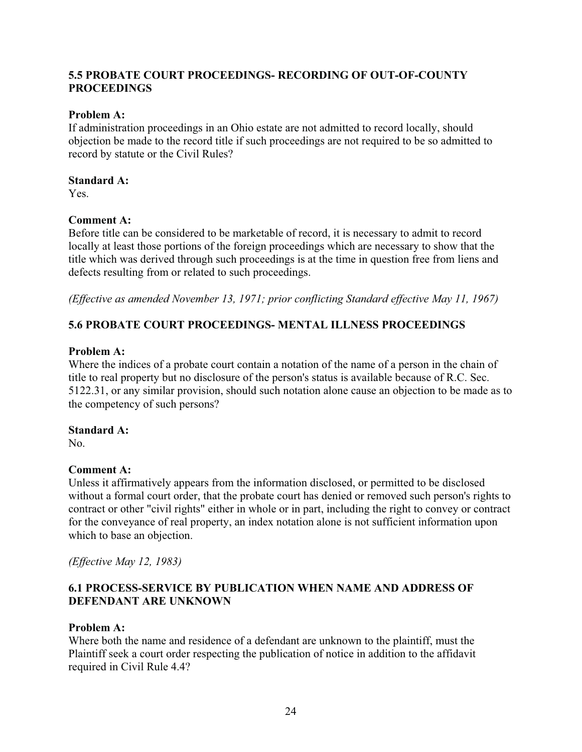### 5.5 PROBATE COURT PROCEEDINGS- RECORDING OF OUT-OF-COUNTY PROCEEDINGS

**Problem A:**
If administration proceedings in an Ohio estate are not admitted to record locally, should objection be made to the record title if such proceedings are not required to be so admitted to record by statute or the Civil Rules?

**Standard A:**
Yes.

**Comment A:**
Before title can be considered to be marketable of record, it is necessary to admit to record locally at least those portions of the foreign proceedings which are necessary to show that the title which was derived through such proceedings is at the time in question free from liens and defects resulting from or related to such proceedings.

*(Effective as amended November 13, 1971; prior conflicting Standard effective May 11, 1967)*

### 5.6 PROBATE COURT PROCEEDINGS- MENTAL ILLNESS PROCEEDINGS

**Problem A:**
Where the indices of a probate court contain a notation of the name of a person in the chain of title to real property but no disclosure of the person's status is available because of R.C. Sec. 5122.31, or any similar provision, should such notation alone cause an objection to be made as to the competency of such persons?

**Standard A:**
No.

**Comment A:**
Unless it affirmatively appears from the information disclosed, or permitted to be disclosed without a formal court order, that the probate court has denied or removed such person's rights to contract or other "civil rights" either in whole or in part, including the right to convey or contract for the conveyance of real property, an index notation alone is not sufficient information upon which to base an objection.

*(Effective May 12, 1983)*

### 6.1 PROCESS-SERVICE BY PUBLICATION WHEN NAME AND ADDRESS OF DEFENDANT ARE UNKNOWN

**Problem A:**
Where both the name and residence of a defendant are unknown to the plaintiff, must the Plaintiff seek a court order respecting the publication of notice in addition to the affidavit required in Civil Rule 4.4?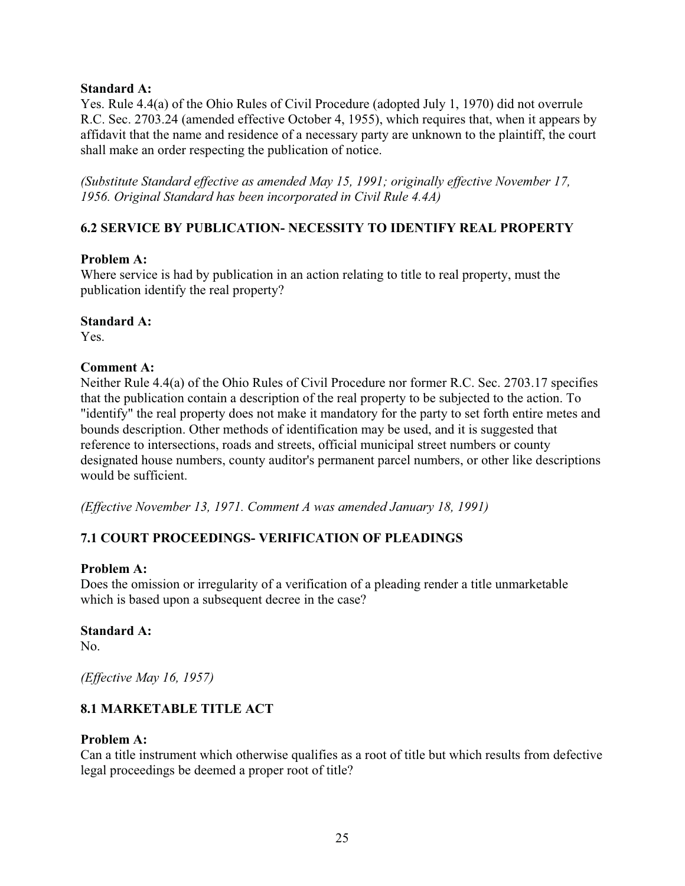**Standard A:**
Yes. Rule 4.4(a) of the Ohio Rules of Civil Procedure (adopted July 1, 1970) did not overrule R.C. Sec. 2703.24 (amended effective October 4, 1955), which requires that, when it appears by affidavit that the name and residence of a necessary party are unknown to the plaintiff, the court shall make an order respecting the publication of notice.

*(Substitute Standard effective as amended May 15, 1991; originally effective November 17, 1956. Original Standard has been incorporated in Civil Rule 4.4A)*

### 6.2 SERVICE BY PUBLICATION- NECESSITY TO IDENTIFY REAL PROPERTY

**Problem A:**
Where service is had by publication in an action relating to title to real property, must the publication identify the real property?

**Standard A:**
Yes.

**Comment A:**
Neither Rule 4.4(a) of the Ohio Rules of Civil Procedure nor former R.C. Sec. 2703.17 specifies that the publication contain a description of the real property to be subjected to the action. To "identify" the real property does not make it mandatory for the party to set forth entire metes and bounds description. Other methods of identification may be used, and it is suggested that reference to intersections, roads and streets, official municipal street numbers or county designated house numbers, county auditor's permanent parcel numbers, or other like descriptions would be sufficient.

*(Effective November 13, 1971. Comment A was amended January 18, 1991)*

### 7.1 COURT PROCEEDINGS- VERIFICATION OF PLEADINGS

**Problem A:**
Does the omission or irregularity of a verification of a pleading render a title unmarketable which is based upon a subsequent decree in the case?

**Standard A:**
No.

*(Effective May 16, 1957)*

### 8.1 MARKETABLE TITLE ACT

**Problem A:**
Can a title instrument which otherwise qualifies as a root of title but which results from defective legal proceedings be deemed a proper root of title?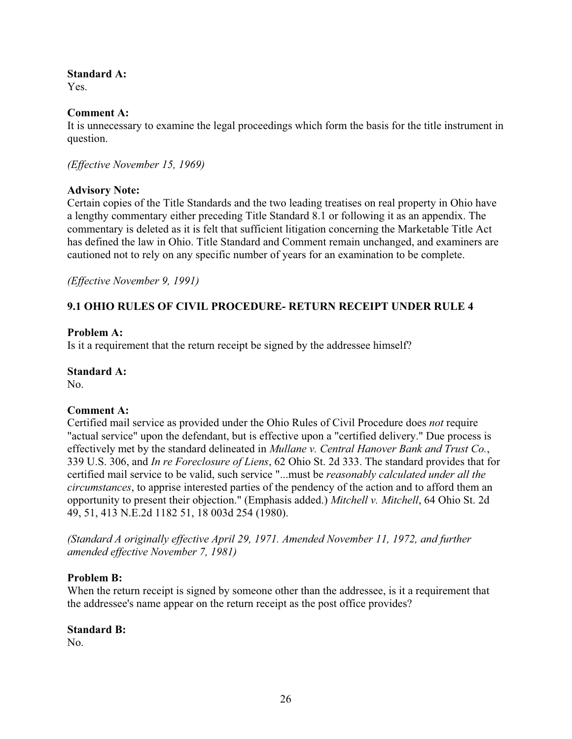**Standard A:**
Yes.

**Comment A:**
It is unnecessary to examine the legal proceedings which form the basis for the title instrument in question.

*(Effective November 15, 1969)*

**Advisory Note:**
Certain copies of the Title Standards and the two leading treatises on real property in Ohio have a lengthy commentary either preceding Title Standard 8.1 or following it as an appendix. The commentary is deleted as it is felt that sufficient litigation concerning the Marketable Title Act has defined the law in Ohio. Title Standard and Comment remain unchanged, and examiners are cautioned not to rely on any specific number of years for an examination to be complete.

*(Effective November 9, 1991)*

### 9.1 OHIO RULES OF CIVIL PROCEDURE- RETURN RECEIPT UNDER RULE 4

**Problem A:**
Is it a requirement that the return receipt be signed by the addressee himself?

**Standard A:**
No.

**Comment A:**
Certified mail service as provided under the Ohio Rules of Civil Procedure does *not* require "actual service" upon the defendant, but is effective upon a "certified delivery." Due process is effectively met by the standard delineated in *Mullane v. Central Hanover Bank and Trust Co.*, 339 U.S. 306, and *In re Foreclosure of Liens*, 62 Ohio St. 2d 333. The standard provides that for certified mail service to be valid, such service "...must be *reasonably calculated under all the circumstances*, to apprise interested parties of the pendency of the action and to afford them an opportunity to present their objection." (Emphasis added.) *Mitchell v. Mitchell*, 64 Ohio St. 2d 49, 51, 413 N.E.2d 1182 51, 18 003d 254 (1980).

*(Standard A originally effective April 29, 1971. Amended November 11, 1972, and further amended effective November 7, 1981)*

**Problem B:**
When the return receipt is signed by someone other than the addressee, is it a requirement that the addressee's name appear on the return receipt as the post office provides?

**Standard B:**
No.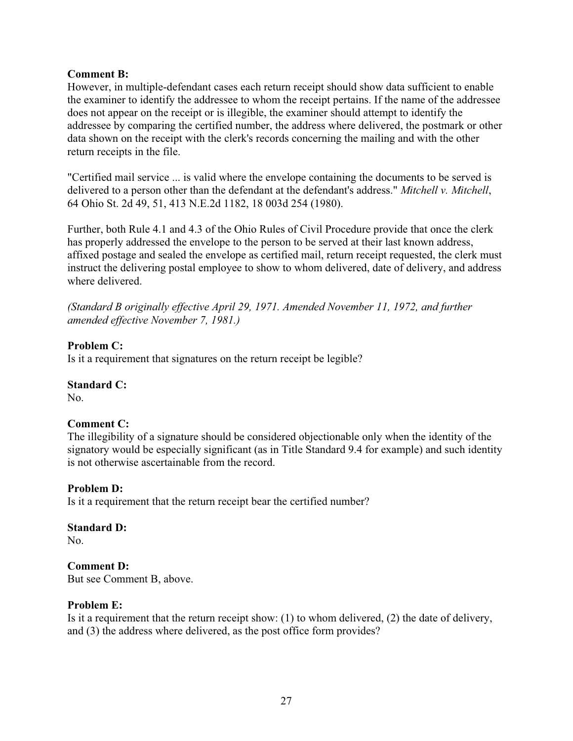**Comment B:**
However, in multiple-defendant cases each return receipt should show data sufficient to enable the examiner to identify the addressee to whom the receipt pertains. If the name of the addressee does not appear on the receipt or is illegible, the examiner should attempt to identify the addressee by comparing the certified number, the address where delivered, the postmark or other data shown on the receipt with the clerk's records concerning the mailing and with the other return receipts in the file.

"Certified mail service ... is valid where the envelope containing the documents to be served is delivered to a person other than the defendant at the defendant's address." *Mitchell v. Mitchell*, 64 Ohio St. 2d 49, 51, 413 N.E.2d 1182, 18 003d 254 (1980).

Further, both Rule 4.1 and 4.3 of the Ohio Rules of Civil Procedure provide that once the clerk has properly addressed the envelope to the person to be served at their last known address, affixed postage and sealed the envelope as certified mail, return receipt requested, the clerk must instruct the delivering postal employee to show to whom delivered, date of delivery, and address where delivered.

*(Standard B originally effective April 29, 1971. Amended November 11, 1972, and further amended effective November 7, 1981.)*

**Problem C:**
Is it a requirement that signatures on the return receipt be legible?

**Standard C:**
No.

**Comment C:**
The illegibility of a signature should be considered objectionable only when the identity of the signatory would be especially significant (as in Title Standard 9.4 for example) and such identity is not otherwise ascertainable from the record.

**Problem D:**
Is it a requirement that the return receipt bear the certified number?

**Standard D:**
No.

**Comment D:**
But see Comment B, above.

**Problem E:**
Is it a requirement that the return receipt show: (1) to whom delivered, (2) the date of delivery, and (3) the address where delivered, as the post office form provides?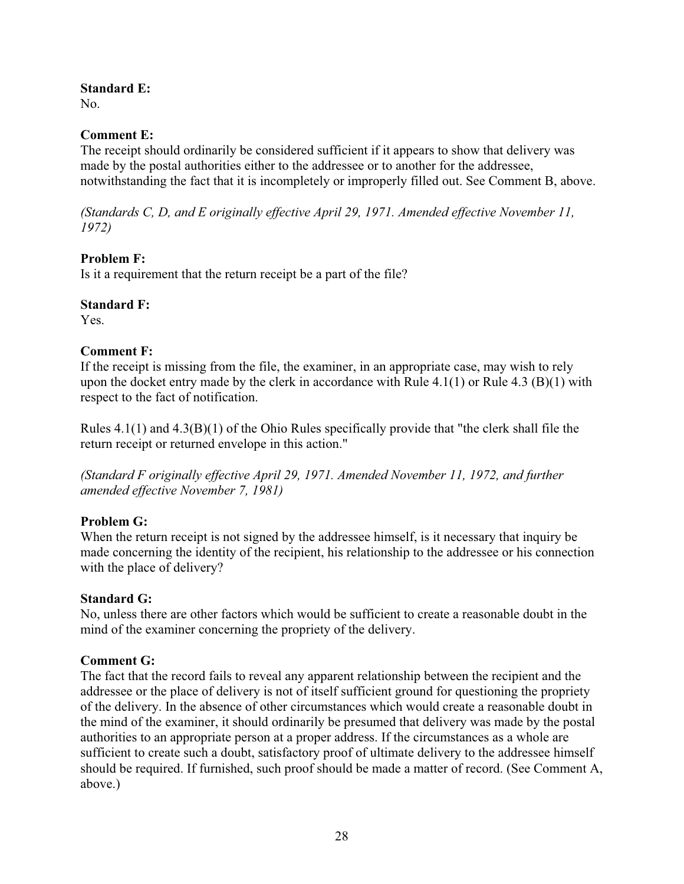**Standard E:**
No.

**Comment E:**
The receipt should ordinarily be considered sufficient if it appears to show that delivery was made by the postal authorities either to the addressee or to another for the addressee, notwithstanding the fact that it is incompletely or improperly filled out. See Comment B, above.

*(Standards C, D, and E originally effective April 29, 1971. Amended effective November 11, 1972)*

**Problem F:**
Is it a requirement that the return receipt be a part of the file?

**Standard F:**
Yes.

**Comment F:**
If the receipt is missing from the file, the examiner, in an appropriate case, may wish to rely upon the docket entry made by the clerk in accordance with Rule 4.1(1) or Rule 4.3 (B)(1) with respect to the fact of notification.

Rules 4.1(1) and 4.3(B)(1) of the Ohio Rules specifically provide that "the clerk shall file the return receipt or returned envelope in this action."

*(Standard F originally effective April 29, 1971. Amended November 11, 1972, and further amended effective November 7, 1981)*

**Problem G:**
When the return receipt is not signed by the addressee himself, is it necessary that inquiry be made concerning the identity of the recipient, his relationship to the addressee or his connection with the place of delivery?

**Standard G:**
No, unless there are other factors which would be sufficient to create a reasonable doubt in the mind of the examiner concerning the propriety of the delivery.

**Comment G:**
The fact that the record fails to reveal any apparent relationship between the recipient and the addressee or the place of delivery is not of itself sufficient ground for questioning the propriety of the delivery. In the absence of other circumstances which would create a reasonable doubt in the mind of the examiner, it should ordinarily be presumed that delivery was made by the postal authorities to an appropriate person at a proper address. If the circumstances as a whole are sufficient to create such a doubt, satisfactory proof of ultimate delivery to the addressee himself should be required. If furnished, such proof should be made a matter of record. (See Comment A, above.)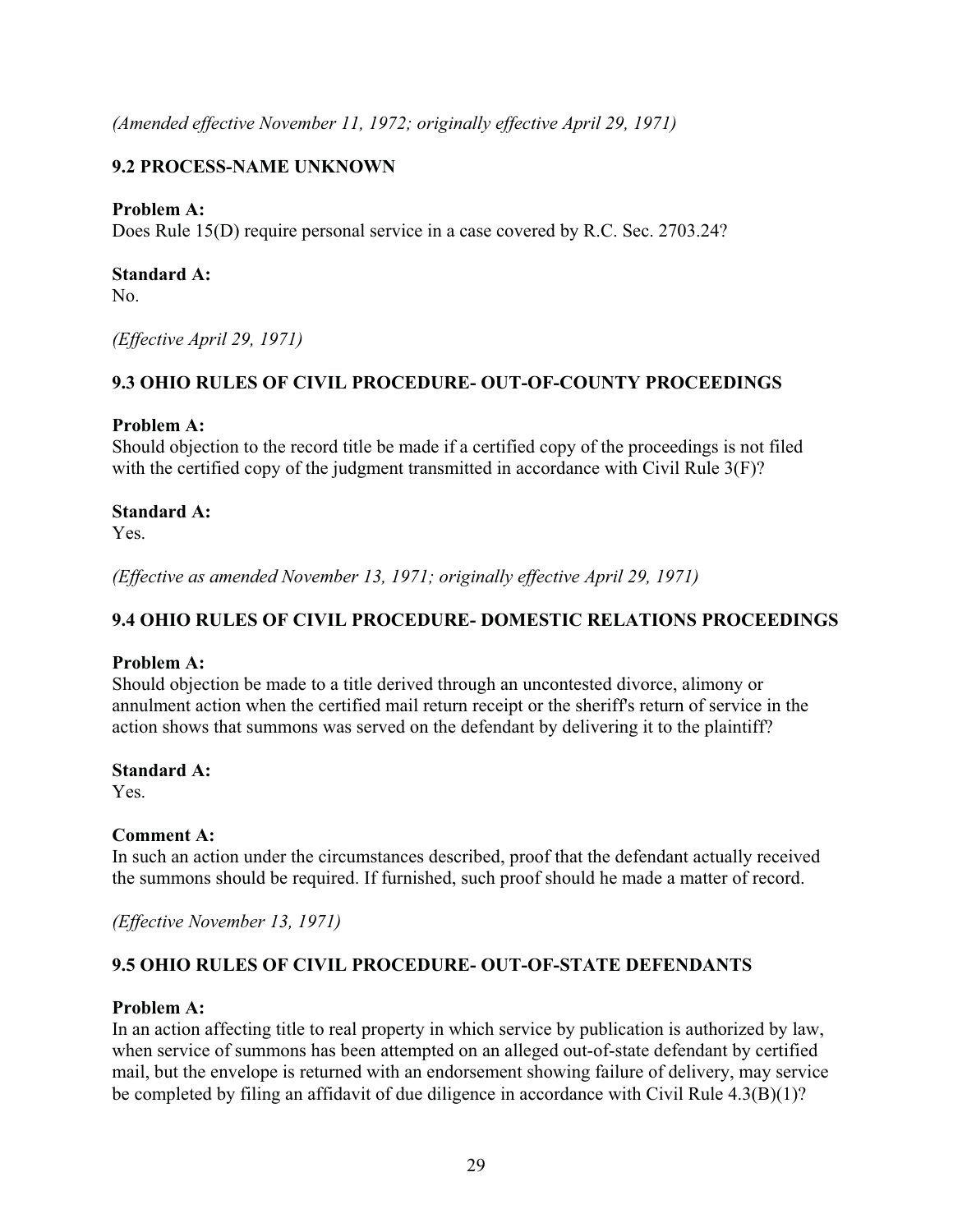*(Amended effective November 11, 1972; originally effective April 29, 1971)*

### 9.2 PROCESS-NAME UNKNOWN

**Problem A:**
Does Rule 15(D) require personal service in a case covered by R.C. Sec. 2703.24?

**Standard A:**
No.

*(Effective April 29, 1971)*

### 9.3 OHIO RULES OF CIVIL PROCEDURE- OUT-OF-COUNTY PROCEEDINGS

**Problem A:**
Should objection to the record title be made if a certified copy of the proceedings is not filed with the certified copy of the judgment transmitted in accordance with Civil Rule 3(F)?

**Standard A:**
Yes.

*(Effective as amended November 13, 1971; originally effective April 29, 1971)*

### 9.4 OHIO RULES OF CIVIL PROCEDURE- DOMESTIC RELATIONS PROCEEDINGS

**Problem A:**
Should objection be made to a title derived through an uncontested divorce, alimony or annulment action when the certified mail return receipt or the sheriff's return of service in the action shows that summons was served on the defendant by delivering it to the plaintiff?

**Standard A:**
Yes.

**Comment A:**
In such an action under the circumstances described, proof that the defendant actually received the summons should be required. If furnished, such proof should he made a matter of record.

*(Effective November 13, 1971)*

### 9.5 OHIO RULES OF CIVIL PROCEDURE- OUT-OF-STATE DEFENDANTS

**Problem A:**
In an action affecting title to real property in which service by publication is authorized by law, when service of summons has been attempted on an alleged out-of-state defendant by certified mail, but the envelope is returned with an endorsement showing failure of delivery, may service be completed by filing an affidavit of due diligence in accordance with Civil Rule 4.3(B)(1)?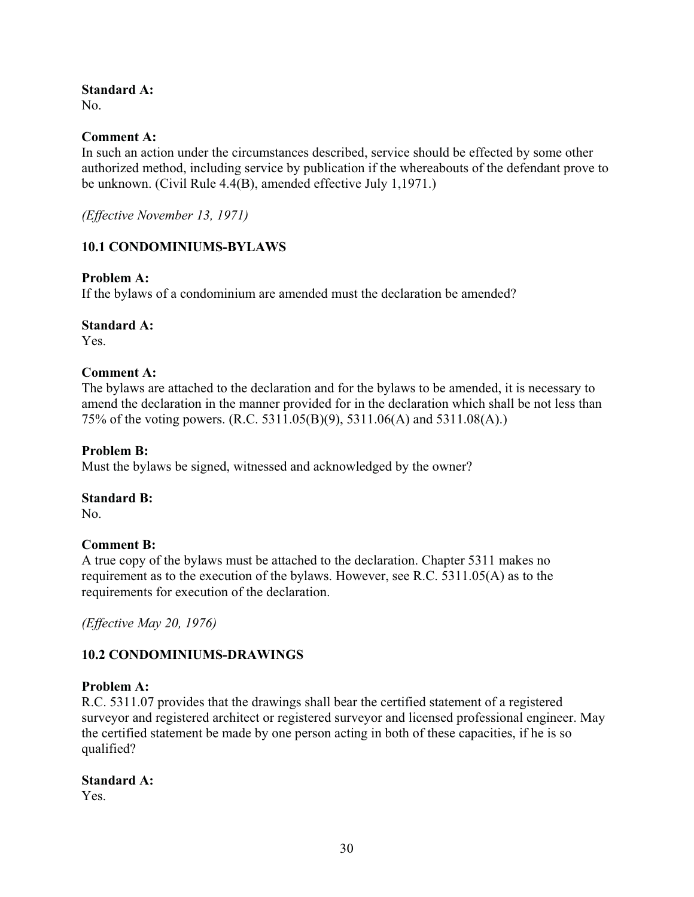**Standard A:**
No.

**Comment A:**
In such an action under the circumstances described, service should be effected by some other authorized method, including service by publication if the whereabouts of the defendant prove to be unknown. (Civil Rule 4.4(B), amended effective July 1,1971.)

*(Effective November 13, 1971)*

### 10.1 CONDOMINIUMS-BYLAWS

**Problem A:**
If the bylaws of a condominium are amended must the declaration be amended?

**Standard A:**
Yes.

**Comment A:**
The bylaws are attached to the declaration and for the bylaws to be amended, it is necessary to amend the declaration in the manner provided for in the declaration which shall be not less than 75% of the voting powers. (R.C. 5311.05(B)(9), 5311.06(A) and 5311.08(A).)

**Problem B:**
Must the bylaws be signed, witnessed and acknowledged by the owner?

**Standard B:**
No.

**Comment B:**
A true copy of the bylaws must be attached to the declaration. Chapter 5311 makes no requirement as to the execution of the bylaws. However, see R.C. 5311.05(A) as to the requirements for execution of the declaration.

*(Effective May 20, 1976)*

### 10.2 CONDOMINIUMS-DRAWINGS

**Problem A:**
R.C. 5311.07 provides that the drawings shall bear the certified statement of a registered surveyor and registered architect or registered surveyor and licensed professional engineer. May the certified statement be made by one person acting in both of these capacities, if he is so qualified?

**Standard A:**
Yes.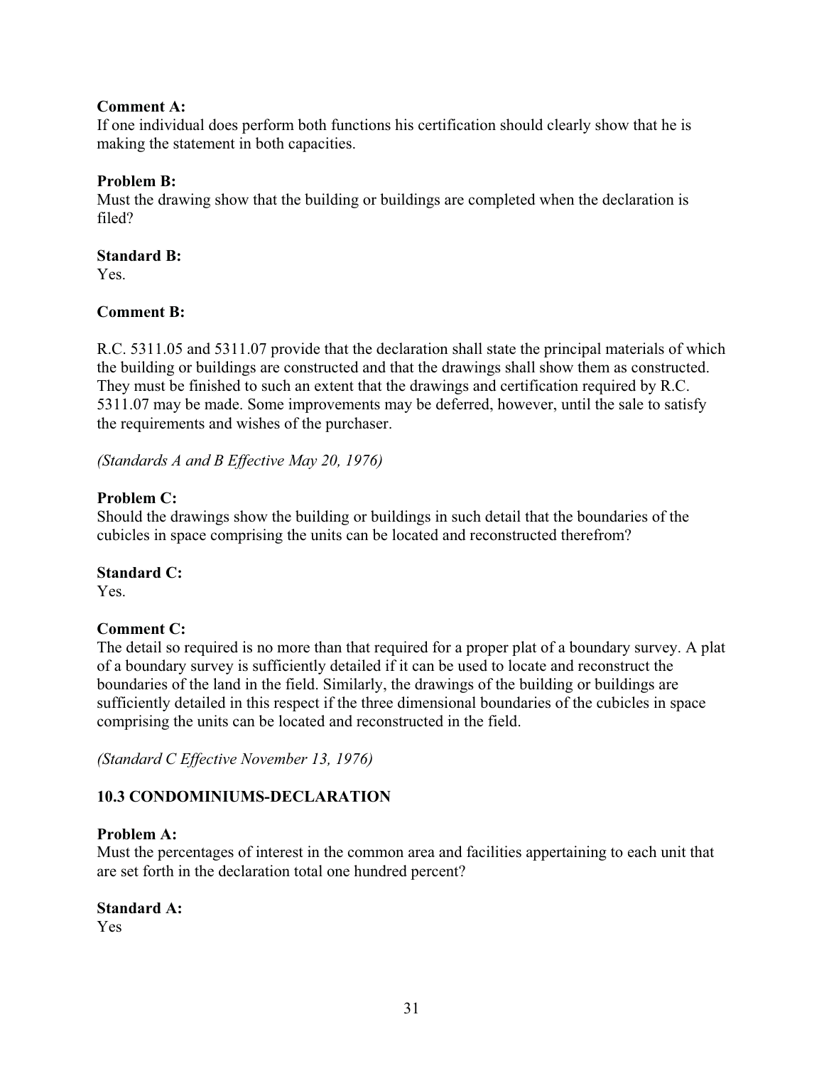**Comment A:**
If one individual does perform both functions his certification should clearly show that he is making the statement in both capacities.

**Problem B:**
Must the drawing show that the building or buildings are completed when the declaration is filed?

**Standard B:**
Yes.

**Comment B:**

R.C. 5311.05 and 5311.07 provide that the declaration shall state the principal materials of which the building or buildings are constructed and that the drawings shall show them as constructed. They must be finished to such an extent that the drawings and certification required by R.C. 5311.07 may be made. Some improvements may be deferred, however, until the sale to satisfy the requirements and wishes of the purchaser.

*(Standards A and B Effective May 20, 1976)*

**Problem C:**
Should the drawings show the building or buildings in such detail that the boundaries of the cubicles in space comprising the units can be located and reconstructed therefrom?

**Standard C:**
Yes.

**Comment C:**
The detail so required is no more than that required for a proper plat of a boundary survey. A plat of a boundary survey is sufficiently detailed if it can be used to locate and reconstruct the boundaries of the land in the field. Similarly, the drawings of the building or buildings are sufficiently detailed in this respect if the three dimensional boundaries of the cubicles in space comprising the units can be located and reconstructed in the field.

*(Standard C Effective November 13, 1976)*

### 10.3 CONDOMINIUMS-DECLARATION

**Problem A:**
Must the percentages of interest in the common area and facilities appertaining to each unit that are set forth in the declaration total one hundred percent?

**Standard A:**
Yes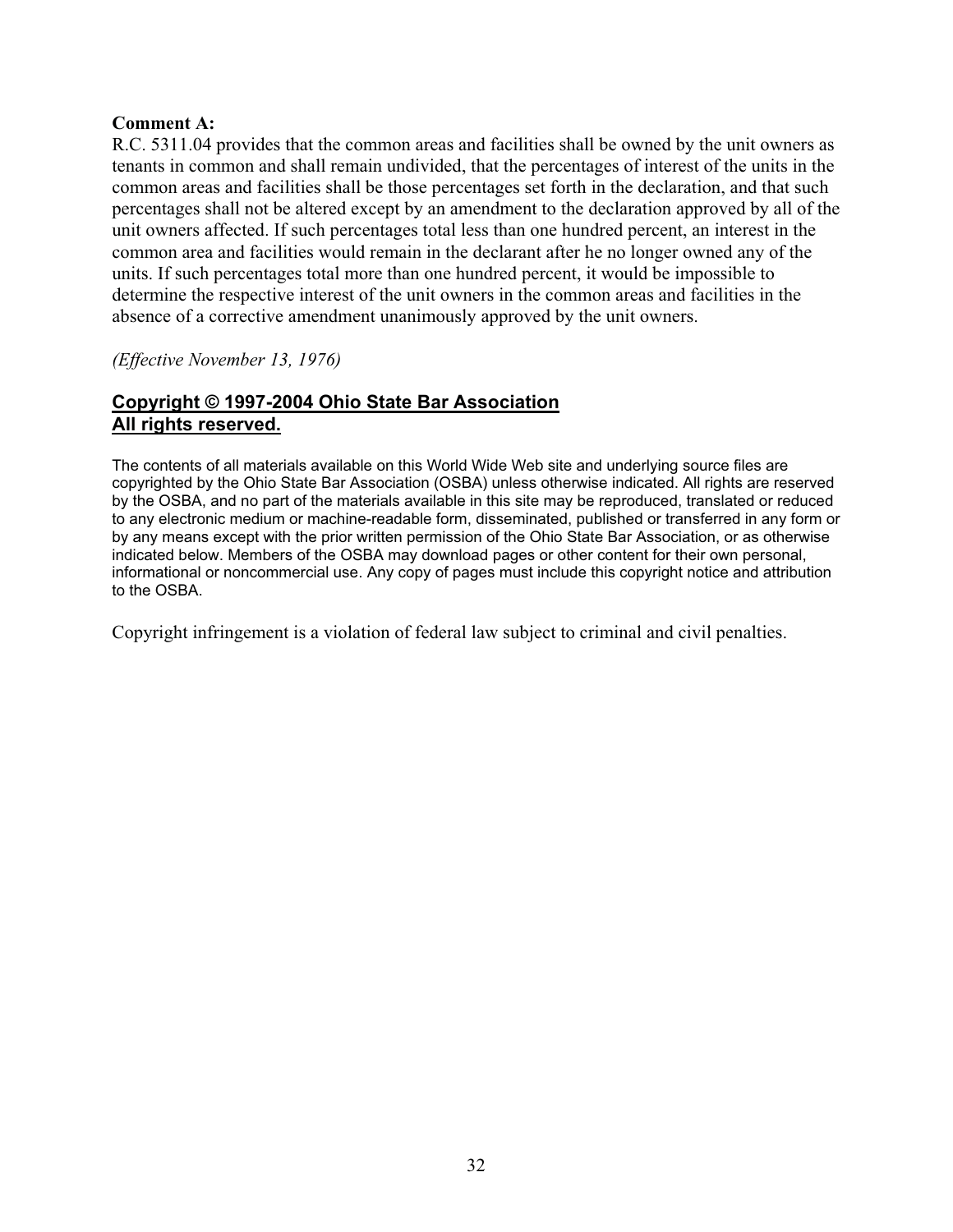**Comment A:**
R.C. 5311.04 provides that the common areas and facilities shall be owned by the unit owners as tenants in common and shall remain undivided, that the percentages of interest of the units in the common areas and facilities shall be those percentages set forth in the declaration, and that such percentages shall not be altered except by an amendment to the declaration approved by all of the unit owners affected. If such percentages total less than one hundred percent, an interest in the common area and facilities would remain in the declarant after he no longer owned any of the units. If such percentages total more than one hundred percent, it would be impossible to determine the respective interest of the unit owners in the common areas and facilities in the absence of a corrective amendment unanimously approved by the unit owners.

*(Effective November 13, 1976)*

**Copyright © 1997-2004 Ohio State Bar Association**
**All rights reserved.**

The contents of all materials available on this World Wide Web site and underlying source files are copyrighted by the Ohio State Bar Association (OSBA) unless otherwise indicated. All rights are reserved by the OSBA, and no part of the materials available in this site may be reproduced, translated or reduced to any electronic medium or machine-readable form, disseminated, published or transferred in any form or by any means except with the prior written permission of the Ohio State Bar Association, or as otherwise indicated below. Members of the OSBA may download pages or other content for their own personal, informational or noncommercial use. Any copy of pages must include this copyright notice and attribution to the OSBA.

Copyright infringement is a violation of federal law subject to criminal and civil penalties.